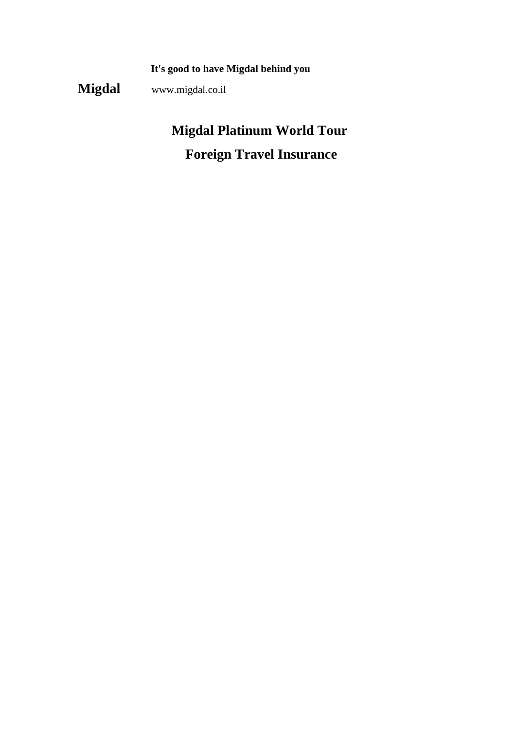**It's good to have Migdal behind you**

**Migdal** www.migdal.co.il

# Migdal Platinum World Tour

# Foreign Travel Insurance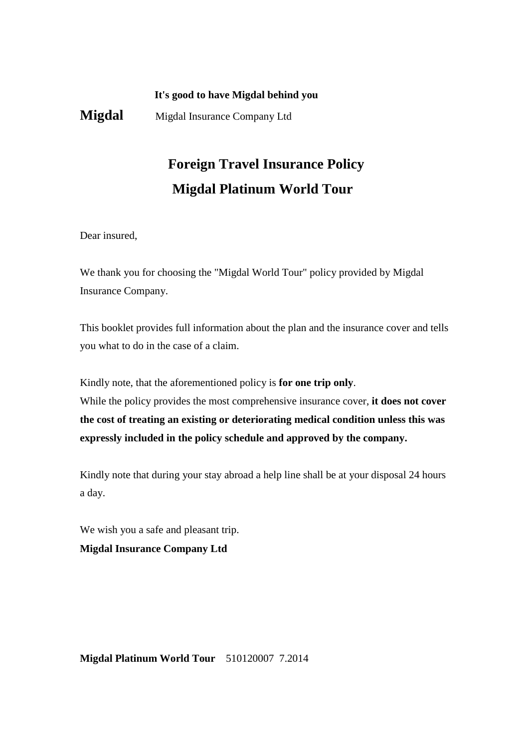**It's good to have Migdal behind you**

**Migdal** Migdal Insurance Company Ltd

# Foreign Travel Insurance Policy
# Migdal Platinum World Tour

Dear insured,

We thank you for choosing the "Migdal World Tour" policy provided by Migdal Insurance Company.

This booklet provides full information about the plan and the insurance cover and tells you what to do in the case of a claim.

Kindly note, that the aforementioned policy is **for one trip only**.
While the policy provides the most comprehensive insurance cover, **it does not cover the cost of treating an existing or deteriorating medical condition unless this was expressly included in the policy schedule and approved by the company.**

Kindly note that during your stay abroad a help line shall be at your disposal 24 hours a day.

We wish you a safe and pleasant trip.
**Migdal Insurance Company Ltd**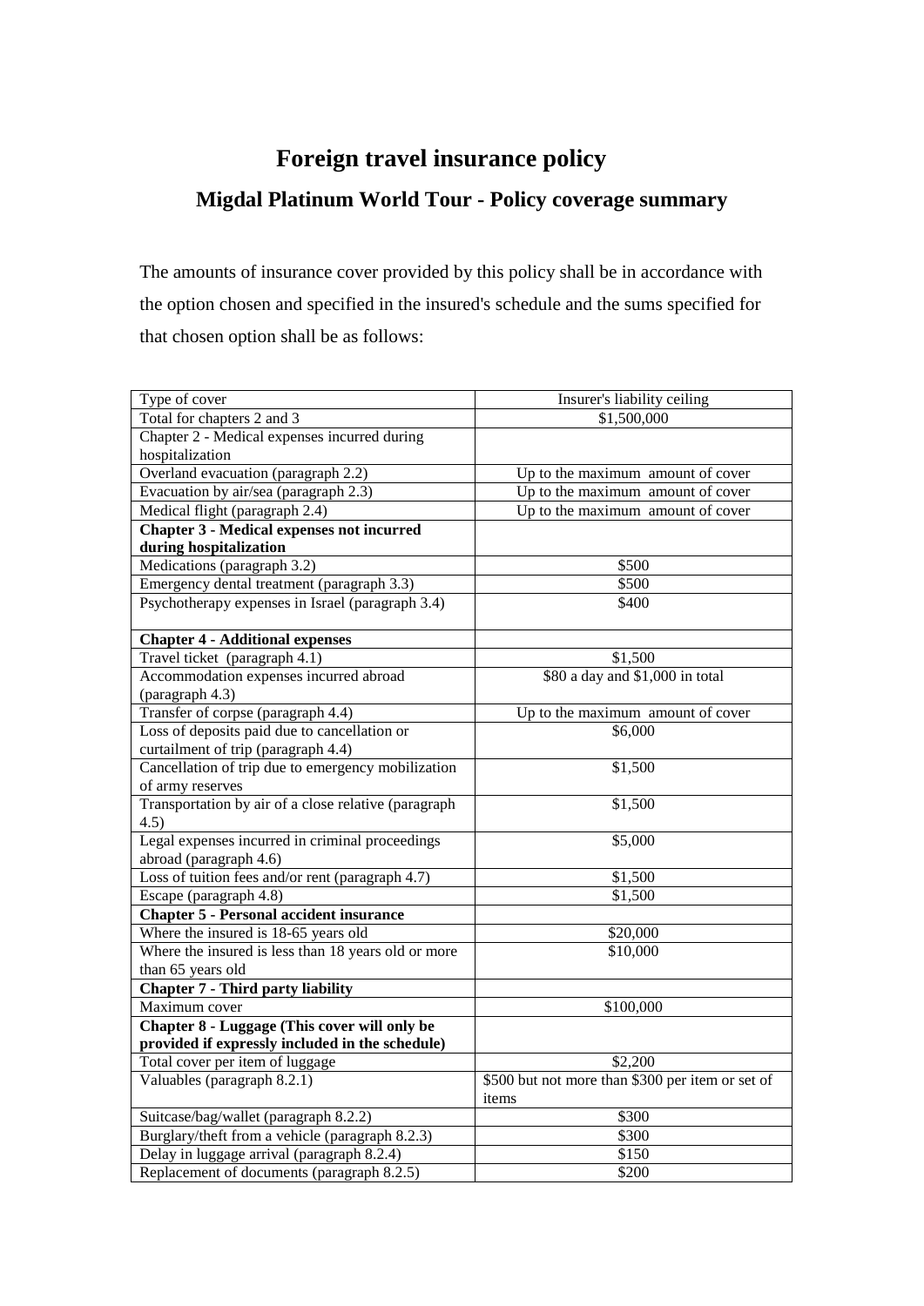# Foreign travel insurance policy

## Migdal Platinum World Tour - Policy coverage summary

The amounts of insurance cover provided by this policy shall be in accordance with the option chosen and specified in the insured's schedule and the sums specified for that chosen option shall be as follows:

| Type of cover | Insurer's liability ceiling |
|---|---|
| Total for chapters 2 and 3 | $1,500,000 |
| Chapter 2 - Medical expenses incurred during hospitalization | |
| Overland evacuation (paragraph 2.2) | Up to the maximum amount of cover |
| Evacuation by air/sea (paragraph 2.3) | Up to the maximum amount of cover |
| Medical flight (paragraph 2.4) | Up to the maximum amount of cover |
| **Chapter 3 - Medical expenses not incurred during hospitalization** | |
| Medications (paragraph 3.2) | $500 |
| Emergency dental treatment (paragraph 3.3) | $500 |
| Psychotherapy expenses in Israel (paragraph 3.4) | $400 |
| **Chapter 4 - Additional expenses** | |
| Travel ticket (paragraph 4.1) | $1,500 |
| Accommodation expenses incurred abroad (paragraph 4.3) | $80 a day and $1,000 in total |
| Transfer of corpse (paragraph 4.4) | Up to the maximum amount of cover |
| Loss of deposits paid due to cancellation or curtailment of trip (paragraph 4.4) | $6,000 |
| Cancellation of trip due to emergency mobilization of army reserves | $1,500 |
| Transportation by air of a close relative (paragraph 4.5) | $1,500 |
| Legal expenses incurred in criminal proceedings abroad (paragraph 4.6) | $5,000 |
| Loss of tuition fees and/or rent (paragraph 4.7) | $1,500 |
| Escape (paragraph 4.8) | $1,500 |
| **Chapter 5 - Personal accident insurance** | |
| Where the insured is 18-65 years old | $20,000 |
| Where the insured is less than 18 years old or more than 65 years old | $10,000 |
| **Chapter 7 - Third party liability** | |
| Maximum cover | $100,000 |
| **Chapter 8 - Luggage (This cover will only be provided if expressly included in the schedule)** | |
| Total cover per item of luggage | $2,200 |
| Valuables (paragraph 8.2.1) | $500 but not more than $300 per item or set of items |
| Suitcase/bag/wallet (paragraph 8.2.2) | $300 |
| Burglary/theft from a vehicle (paragraph 8.2.3) | $300 |
| Delay in luggage arrival (paragraph 8.2.4) | $150 |
| Replacement of documents (paragraph 8.2.5) | $200 |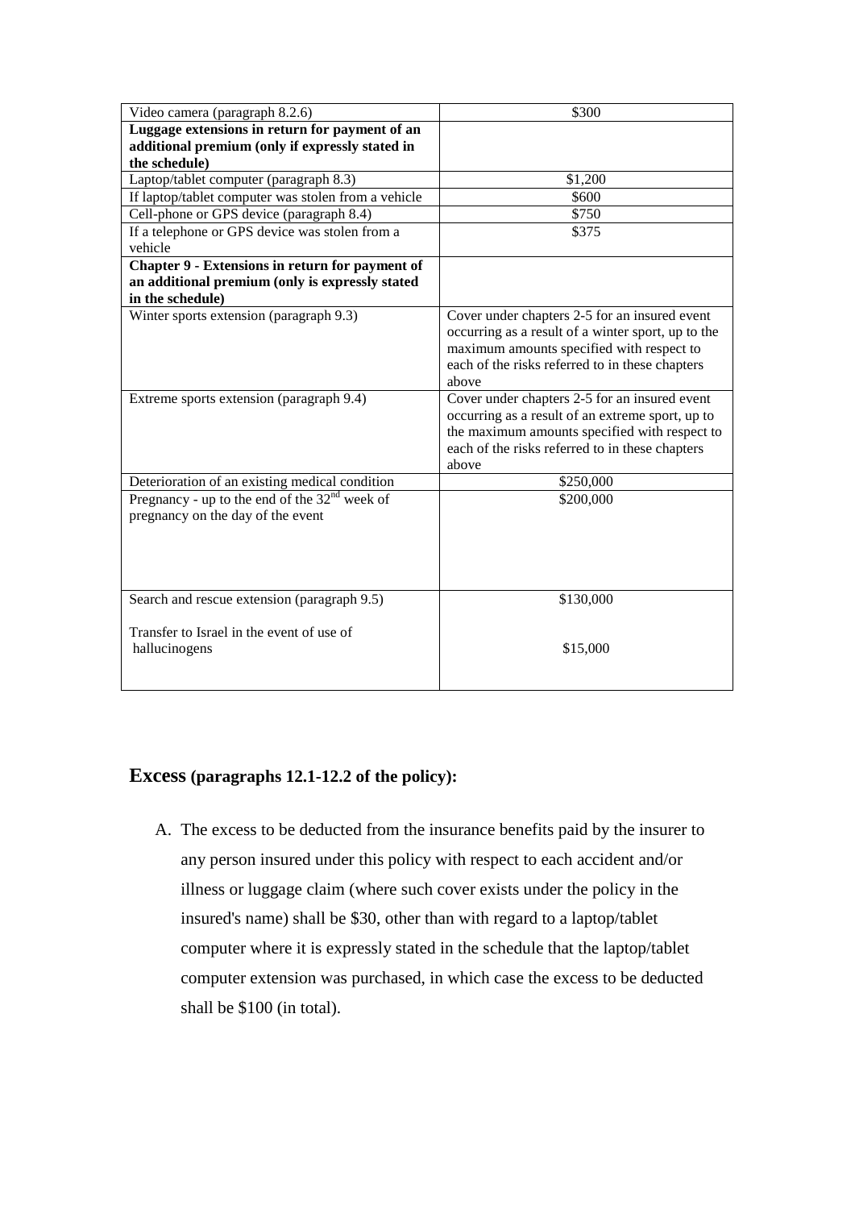| Video camera (paragraph 8.2.6) | \$300 |
|---|---|
| **Luggage extensions in return for payment of an additional premium (only if expressly stated in the schedule)** | |
| Laptop/tablet computer (paragraph 8.3) | \$1,200 |
| If laptop/tablet computer was stolen from a vehicle | \$600 |
| Cell-phone or GPS device (paragraph 8.4) | \$750 |
| If a telephone or GPS device was stolen from a vehicle | \$375 |
| **Chapter 9 - Extensions in return for payment of an additional premium (only is expressly stated in the schedule)** | |
| Winter sports extension (paragraph 9.3) | Cover under chapters 2-5 for an insured event occurring as a result of a winter sport, up to the maximum amounts specified with respect to each of the risks referred to in these chapters above |
| Extreme sports extension (paragraph 9.4) | Cover under chapters 2-5 for an insured event occurring as a result of an extreme sport, up to the maximum amounts specified with respect to each of the risks referred to in these chapters above |
| Deterioration of an existing medical condition | \$250,000 |
| Pregnancy - up to the end of the 32nd week of pregnancy on the day of the event | \$200,000 |
| Search and rescue extension (paragraph 9.5)<br><br>Transfer to Israel in the event of use of hallucinogens | \$130,000<br><br>\$15,000 |

## Excess (paragraphs 12.1-12.2 of the policy):

A. The excess to be deducted from the insurance benefits paid by the insurer to any person insured under this policy with respect to each accident and/or illness or luggage claim (where such cover exists under the policy in the insured's name) shall be \$30, other than with regard to a laptop/tablet computer where it is expressly stated in the schedule that the laptop/tablet computer extension was purchased, in which case the excess to be deducted shall be \$100 (in total).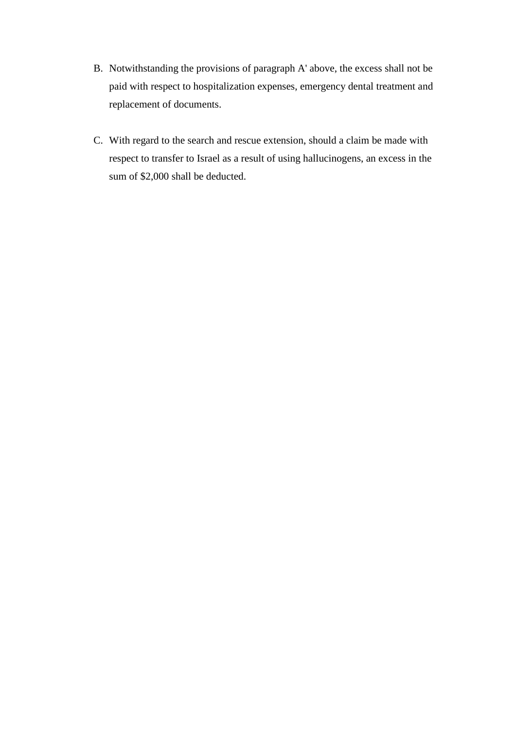B. Notwithstanding the provisions of paragraph A' above, the excess shall not be paid with respect to hospitalization expenses, emergency dental treatment and replacement of documents.

C. With regard to the search and rescue extension, should a claim be made with respect to transfer to Israel as a result of using hallucinogens, an excess in the sum of $2,000 shall be deducted.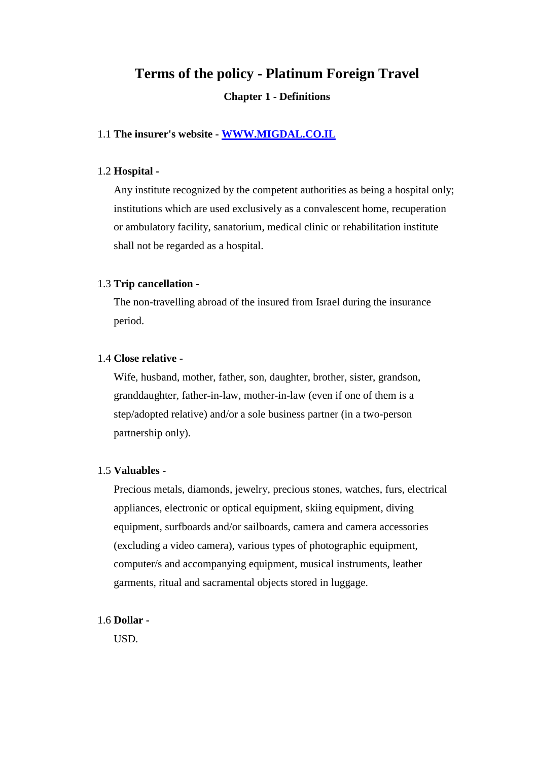# Terms of the policy - Platinum Foreign Travel

## Chapter 1 - Definitions

1.1 **The insurer's website -** [**WWW.MIGDAL.CO.IL**](http://WWW.MIGDAL.CO.IL)

1.2 **Hospital -**

Any institute recognized by the competent authorities as being a hospital only; institutions which are used exclusively as a convalescent home, recuperation or ambulatory facility, sanatorium, medical clinic or rehabilitation institute shall not be regarded as a hospital.

1.3 **Trip cancellation -**

The non-travelling abroad of the insured from Israel during the insurance period.

1.4 **Close relative -**

Wife, husband, mother, father, son, daughter, brother, sister, grandson, granddaughter, father-in-law, mother-in-law (even if one of them is a step/adopted relative) and/or a sole business partner (in a two-person partnership only).

1.5 **Valuables -**

Precious metals, diamonds, jewelry, precious stones, watches, furs, electrical appliances, electronic or optical equipment, skiing equipment, diving equipment, surfboards and/or sailboards, camera and camera accessories (excluding a video camera), various types of photographic equipment, computer/s and accompanying equipment, musical instruments, leather garments, ritual and sacramental objects stored in luggage.

1.6 **Dollar -**

USD.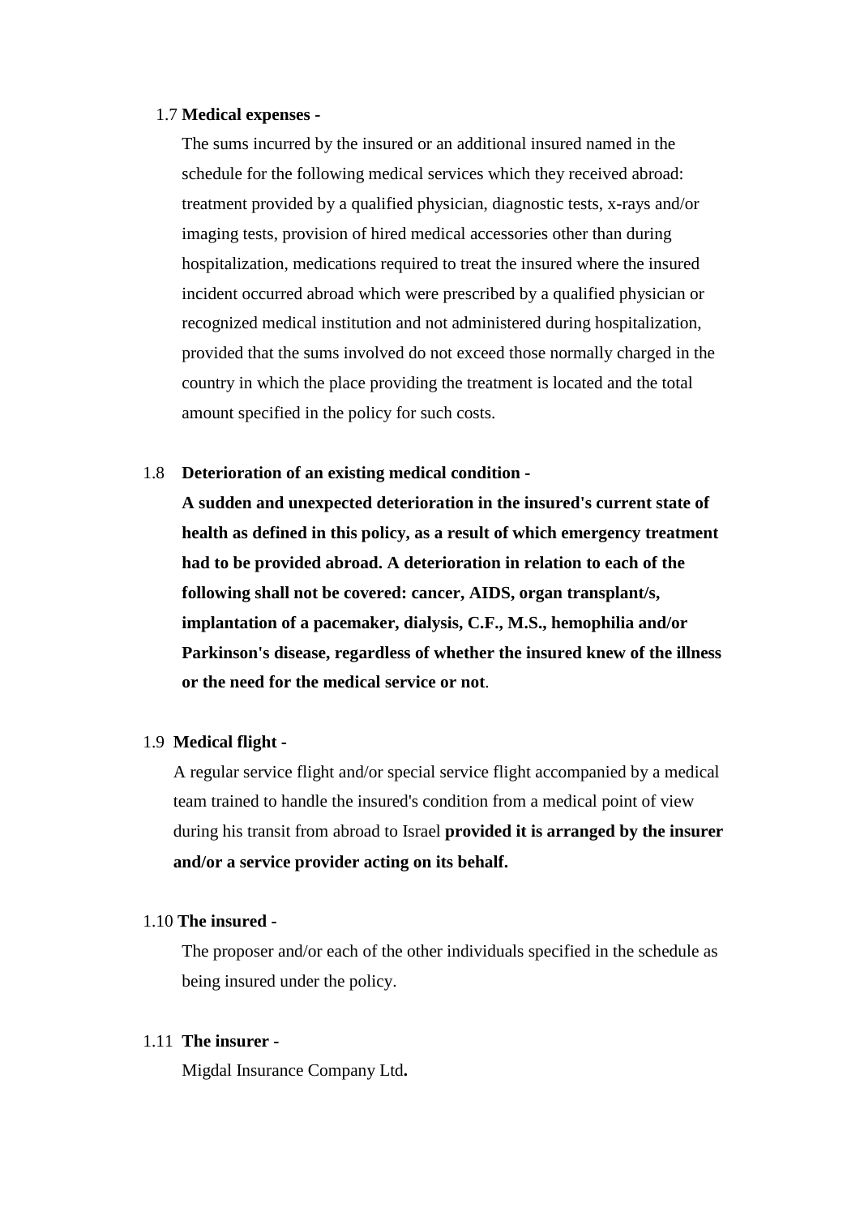1.7 **Medical expenses -**

The sums incurred by the insured or an additional insured named in the schedule for the following medical services which they received abroad: treatment provided by a qualified physician, diagnostic tests, x-rays and/or imaging tests, provision of hired medical accessories other than during hospitalization, medications required to treat the insured where the insured incident occurred abroad which were prescribed by a qualified physician or recognized medical institution and not administered during hospitalization, provided that the sums involved do not exceed those normally charged in the country in which the place providing the treatment is located and the total amount specified in the policy for such costs.

1.8 **Deterioration of an existing medical condition -**

**A sudden and unexpected deterioration in the insured's current state of health as defined in this policy, as a result of which emergency treatment had to be provided abroad. A deterioration in relation to each of the following shall not be covered: cancer, AIDS, organ transplant/s, implantation of a pacemaker, dialysis, C.F., M.S., hemophilia and/or Parkinson's disease, regardless of whether the insured knew of the illness or the need for the medical service or not**.

1.9 **Medical flight -**

A regular service flight and/or special service flight accompanied by a medical team trained to handle the insured's condition from a medical point of view during his transit from abroad to Israel **provided it is arranged by the insurer and/or a service provider acting on its behalf.**

1.10 **The insured -**

The proposer and/or each of the other individuals specified in the schedule as being insured under the policy.

1.11 **The insurer -**

Migdal Insurance Company Ltd**.**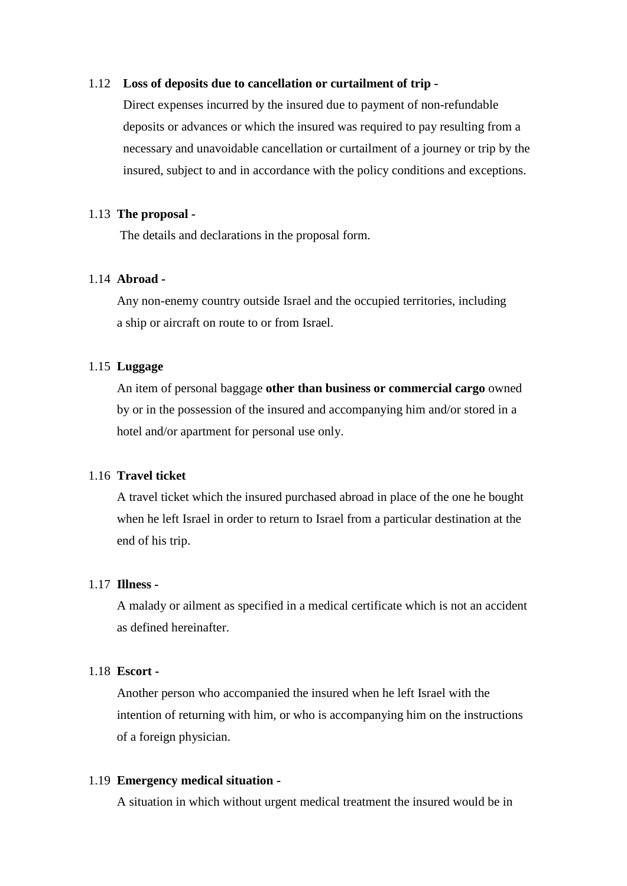1.12 **Loss of deposits due to cancellation or curtailment of trip -**

Direct expenses incurred by the insured due to payment of non-refundable deposits or advances or which the insured was required to pay resulting from a necessary and unavoidable cancellation or curtailment of a journey or trip by the insured, subject to and in accordance with the policy conditions and exceptions.

1.13 **The proposal -**

The details and declarations in the proposal form.

1.14 **Abroad -**

Any non-enemy country outside Israel and the occupied territories, including a ship or aircraft on route to or from Israel.

1.15 **Luggage**

An item of personal baggage **other than business or commercial cargo** owned by or in the possession of the insured and accompanying him and/or stored in a hotel and/or apartment for personal use only.

1.16 **Travel ticket**

A travel ticket which the insured purchased abroad in place of the one he bought when he left Israel in order to return to Israel from a particular destination at the end of his trip.

1.17 **Illness -**

A malady or ailment as specified in a medical certificate which is not an accident as defined hereinafter.

1.18 **Escort -**

Another person who accompanied the insured when he left Israel with the intention of returning with him, or who is accompanying him on the instructions of a foreign physician.

1.19 **Emergency medical situation -**

A situation in which without urgent medical treatment the insured would be in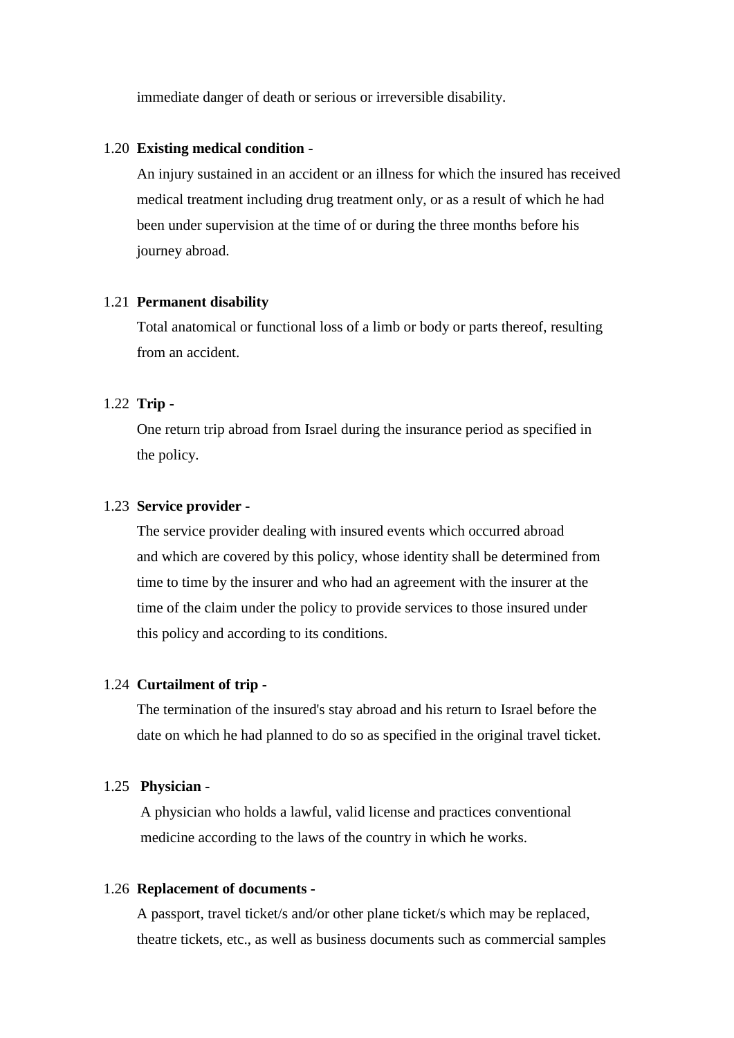immediate danger of death or serious or irreversible disability.

1.20 **Existing medical condition -**

An injury sustained in an accident or an illness for which the insured has received medical treatment including drug treatment only, or as a result of which he had been under supervision at the time of or during the three months before his journey abroad.

1.21 **Permanent disability**

Total anatomical or functional loss of a limb or body or parts thereof, resulting from an accident.

1.22 **Trip -**

One return trip abroad from Israel during the insurance period as specified in the policy.

1.23 **Service provider -**

The service provider dealing with insured events which occurred abroad and which are covered by this policy, whose identity shall be determined from time to time by the insurer and who had an agreement with the insurer at the time of the claim under the policy to provide services to those insured under this policy and according to its conditions.

1.24 **Curtailment of trip -**

The termination of the insured's stay abroad and his return to Israel before the date on which he had planned to do so as specified in the original travel ticket.

1.25 **Physician -**

A physician who holds a lawful, valid license and practices conventional medicine according to the laws of the country in which he works.

1.26 **Replacement of documents -**

A passport, travel ticket/s and/or other plane ticket/s which may be replaced, theatre tickets, etc., as well as business documents such as commercial samples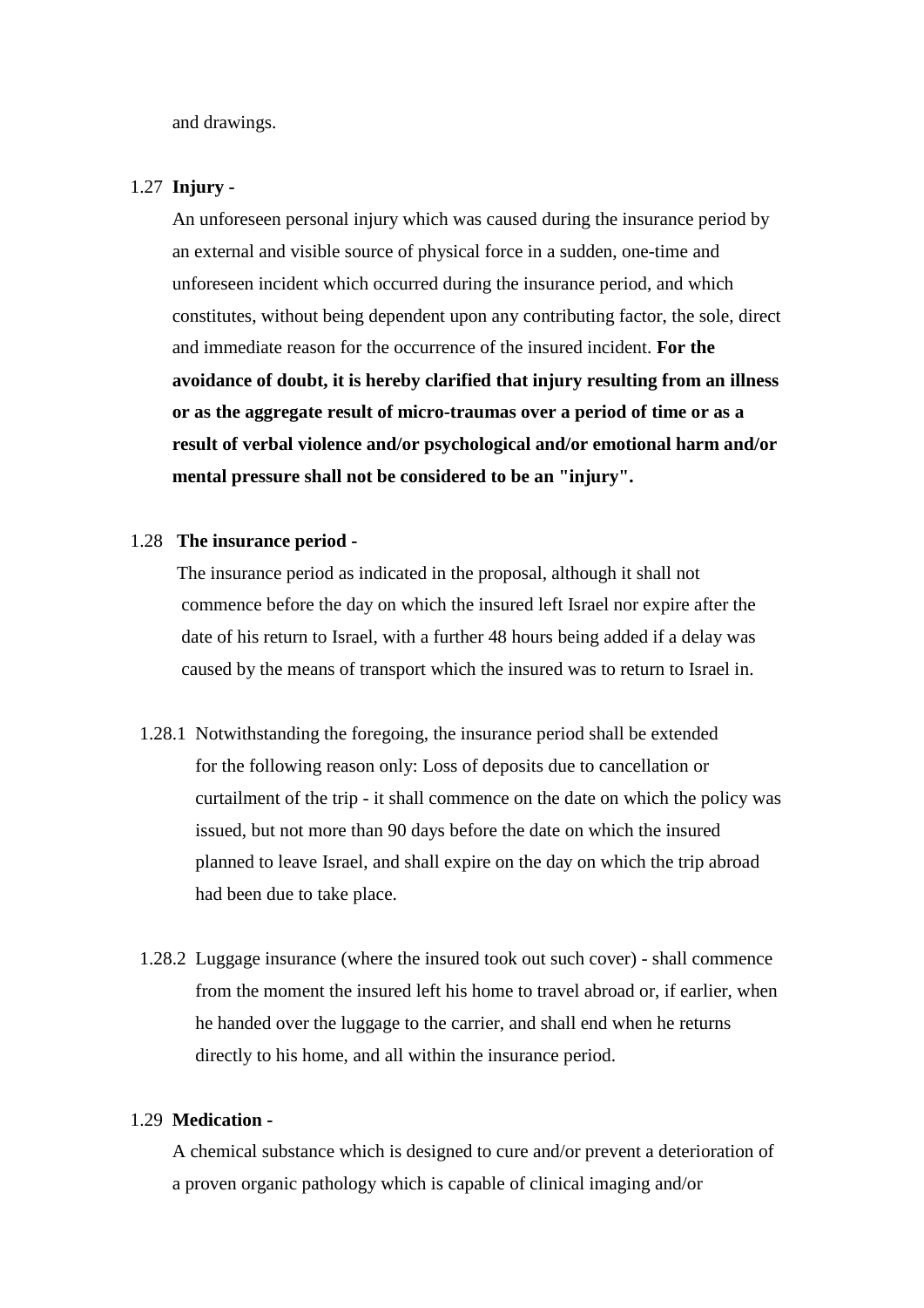and drawings.

1.27 **Injury -**

An unforeseen personal injury which was caused during the insurance period by an external and visible source of physical force in a sudden, one-time and unforeseen incident which occurred during the insurance period, and which constitutes, without being dependent upon any contributing factor, the sole, direct and immediate reason for the occurrence of the insured incident. **For the avoidance of doubt, it is hereby clarified that injury resulting from an illness or as the aggregate result of micro-traumas over a period of time or as a result of verbal violence and/or psychological and/or emotional harm and/or mental pressure shall not be considered to be an "injury".**

1.28 **The insurance period -**

The insurance period as indicated in the proposal, although it shall not commence before the day on which the insured left Israel nor expire after the date of his return to Israel, with a further 48 hours being added if a delay was caused by the means of transport which the insured was to return to Israel in.

1.28.1 Notwithstanding the foregoing, the insurance period shall be extended for the following reason only: Loss of deposits due to cancellation or curtailment of the trip - it shall commence on the date on which the policy was issued, but not more than 90 days before the date on which the insured planned to leave Israel, and shall expire on the day on which the trip abroad had been due to take place.

1.28.2 Luggage insurance (where the insured took out such cover) - shall commence from the moment the insured left his home to travel abroad or, if earlier, when he handed over the luggage to the carrier, and shall end when he returns directly to his home, and all within the insurance period.

1.29 **Medication -**

A chemical substance which is designed to cure and/or prevent a deterioration of a proven organic pathology which is capable of clinical imaging and/or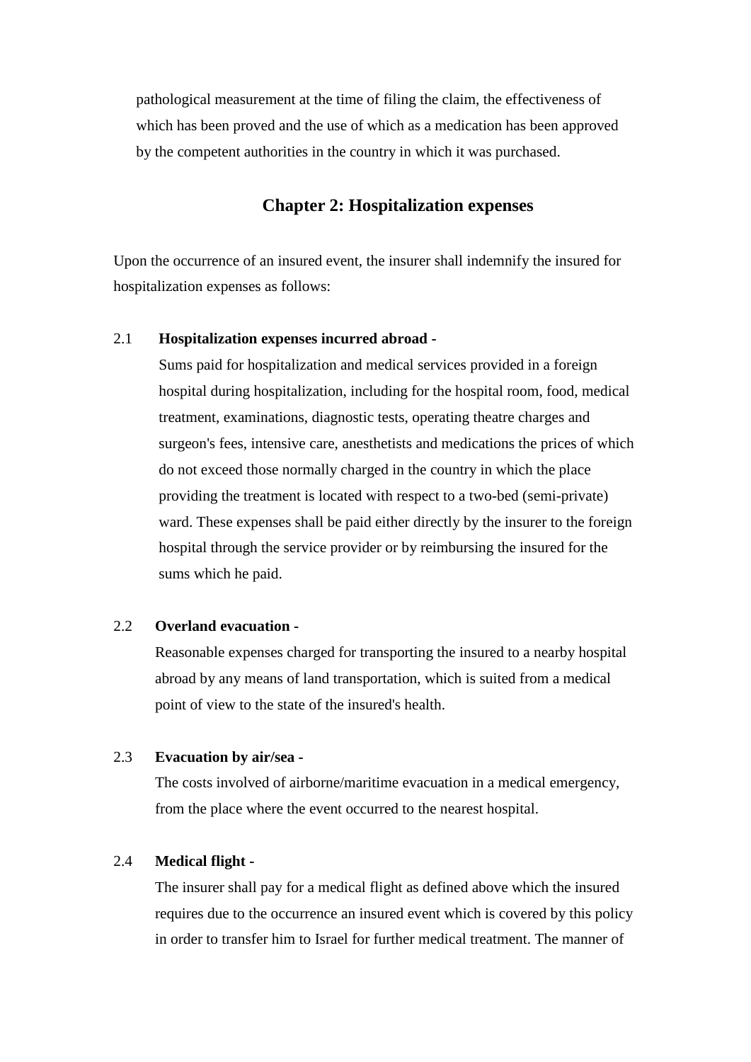pathological measurement at the time of filing the claim, the effectiveness of which has been proved and the use of which as a medication has been approved by the competent authorities in the country in which it was purchased.

## Chapter 2: Hospitalization expenses

Upon the occurrence of an insured event, the insurer shall indemnify the insured for hospitalization expenses as follows:

2.1 **Hospitalization expenses incurred abroad -**

Sums paid for hospitalization and medical services provided in a foreign hospital during hospitalization, including for the hospital room, food, medical treatment, examinations, diagnostic tests, operating theatre charges and surgeon's fees, intensive care, anesthetists and medications the prices of which do not exceed those normally charged in the country in which the place providing the treatment is located with respect to a two-bed (semi-private) ward. These expenses shall be paid either directly by the insurer to the foreign hospital through the service provider or by reimbursing the insured for the sums which he paid.

2.2 **Overland evacuation -**

Reasonable expenses charged for transporting the insured to a nearby hospital abroad by any means of land transportation, which is suited from a medical point of view to the state of the insured's health.

2.3 **Evacuation by air/sea -**

The costs involved of airborne/maritime evacuation in a medical emergency, from the place where the event occurred to the nearest hospital.

2.4 **Medical flight -**

The insurer shall pay for a medical flight as defined above which the insured requires due to the occurrence an insured event which is covered by this policy in order to transfer him to Israel for further medical treatment. The manner of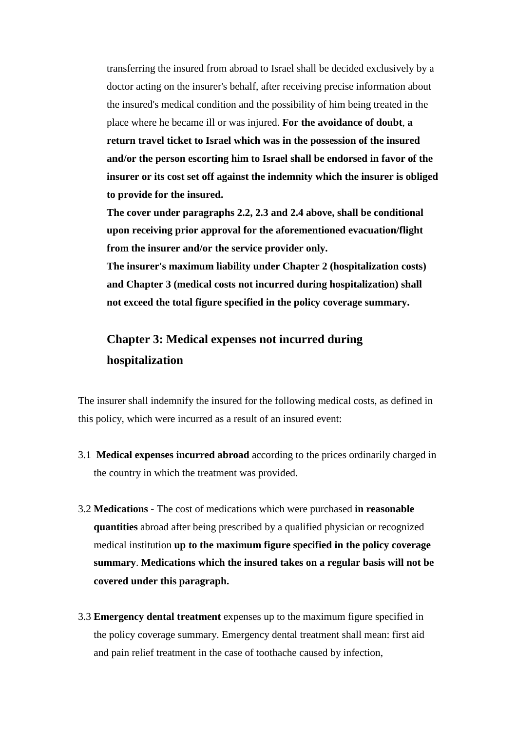transferring the insured from abroad to Israel shall be decided exclusively by a doctor acting on the insurer's behalf, after receiving precise information about the insured's medical condition and the possibility of him being treated in the place where he became ill or was injured. **For the avoidance of doubt**, **a return travel ticket to Israel which was in the possession of the insured and/or the person escorting him to Israel shall be endorsed in favor of the insurer or its cost set off against the indemnity which the insurer is obliged to provide for the insured.**

**The cover under paragraphs 2.2, 2.3 and 2.4 above, shall be conditional upon receiving prior approval for the aforementioned evacuation/flight from the insurer and/or the service provider only.**

**The insurer's maximum liability under Chapter 2 (hospitalization costs) and Chapter 3 (medical costs not incurred during hospitalization) shall not exceed the total figure specified in the policy coverage summary.**

## Chapter 3: Medical expenses not incurred during hospitalization

The insurer shall indemnify the insured for the following medical costs, as defined in this policy, which were incurred as a result of an insured event:

3.1 **Medical expenses incurred abroad** according to the prices ordinarily charged in the country in which the treatment was provided.

3.2 **Medications** - The cost of medications which were purchased **in reasonable quantities** abroad after being prescribed by a qualified physician or recognized medical institution **up to the maximum figure specified in the policy coverage summary**. **Medications which the insured takes on a regular basis will not be covered under this paragraph.**

3.3 **Emergency dental treatment** expenses up to the maximum figure specified in the policy coverage summary. Emergency dental treatment shall mean: first aid and pain relief treatment in the case of toothache caused by infection,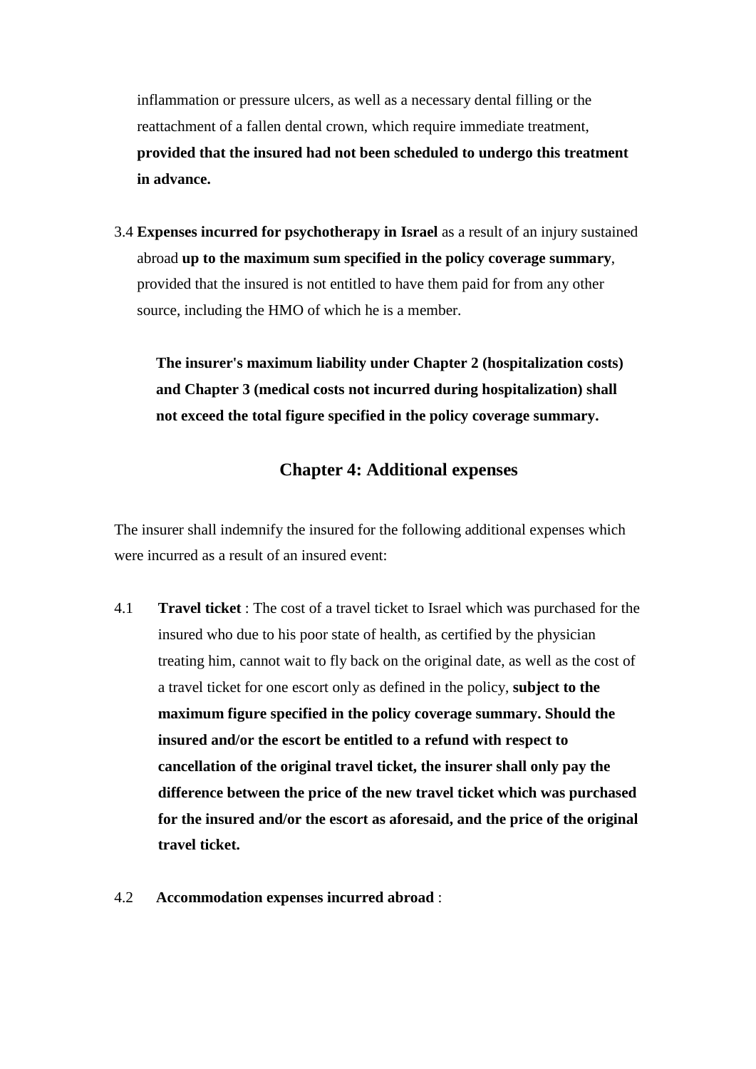inflammation or pressure ulcers, as well as a necessary dental filling or the reattachment of a fallen dental crown, which require immediate treatment, **provided that the insured had not been scheduled to undergo this treatment in advance.**

3.4 **Expenses incurred for psychotherapy in Israel** as a result of an injury sustained abroad **up to the maximum sum specified in the policy coverage summary**, provided that the insured is not entitled to have them paid for from any other source, including the HMO of which he is a member.

**The insurer's maximum liability under Chapter 2 (hospitalization costs) and Chapter 3 (medical costs not incurred during hospitalization) shall not exceed the total figure specified in the policy coverage summary.**

## Chapter 4: Additional expenses

The insurer shall indemnify the insured for the following additional expenses which were incurred as a result of an insured event:

4.1 **Travel ticket** : The cost of a travel ticket to Israel which was purchased for the insured who due to his poor state of health, as certified by the physician treating him, cannot wait to fly back on the original date, as well as the cost of a travel ticket for one escort only as defined in the policy, **subject to the maximum figure specified in the policy coverage summary. Should the insured and/or the escort be entitled to a refund with respect to cancellation of the original travel ticket, the insurer shall only pay the difference between the price of the new travel ticket which was purchased for the insured and/or the escort as aforesaid, and the price of the original travel ticket.**

4.2 **Accommodation expenses incurred abroad** :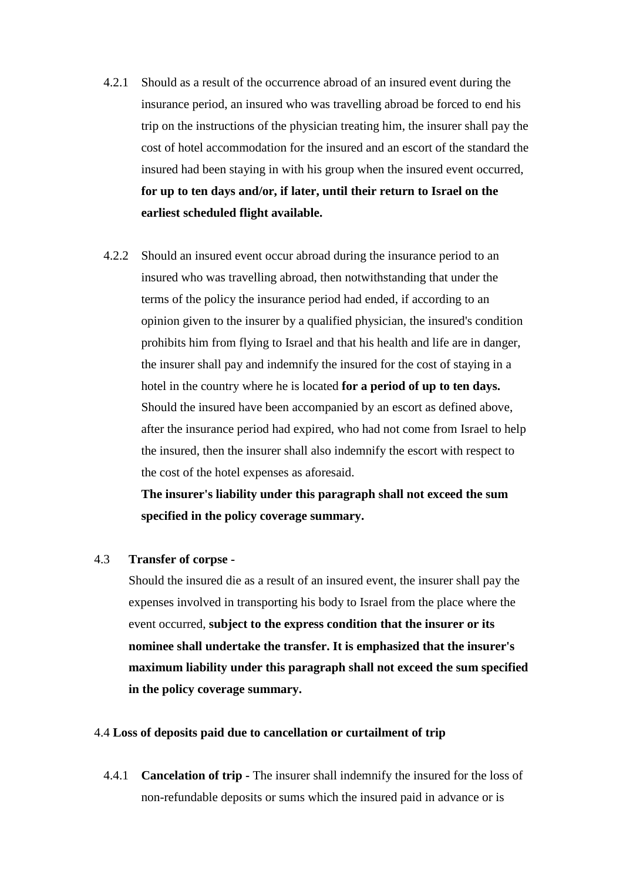4.2.1 Should as a result of the occurrence abroad of an insured event during the insurance period, an insured who was travelling abroad be forced to end his trip on the instructions of the physician treating him, the insurer shall pay the cost of hotel accommodation for the insured and an escort of the standard the insured had been staying in with his group when the insured event occurred, **for up to ten days and/or, if later, until their return to Israel on the earliest scheduled flight available.**

4.2.2 Should an insured event occur abroad during the insurance period to an insured who was travelling abroad, then notwithstanding that under the terms of the policy the insurance period had ended, if according to an opinion given to the insurer by a qualified physician, the insured's condition prohibits him from flying to Israel and that his health and life are in danger, the insurer shall pay and indemnify the insured for the cost of staying in a hotel in the country where he is located **for a period of up to ten days.** Should the insured have been accompanied by an escort as defined above, after the insurance period had expired, who had not come from Israel to help the insured, then the insurer shall also indemnify the escort with respect to the cost of the hotel expenses as aforesaid.
**The insurer's liability under this paragraph shall not exceed the sum specified in the policy coverage summary.**

4.3 **Transfer of corpse -**
Should the insured die as a result of an insured event, the insurer shall pay the expenses involved in transporting his body to Israel from the place where the event occurred, **subject to the express condition that the insurer or its nominee shall undertake the transfer. It is emphasized that the insurer's maximum liability under this paragraph shall not exceed the sum specified in the policy coverage summary.**

4.4 **Loss of deposits paid due to cancellation or curtailment of trip**

4.4.1 **Cancelation of trip -** The insurer shall indemnify the insured for the loss of non-refundable deposits or sums which the insured paid in advance or is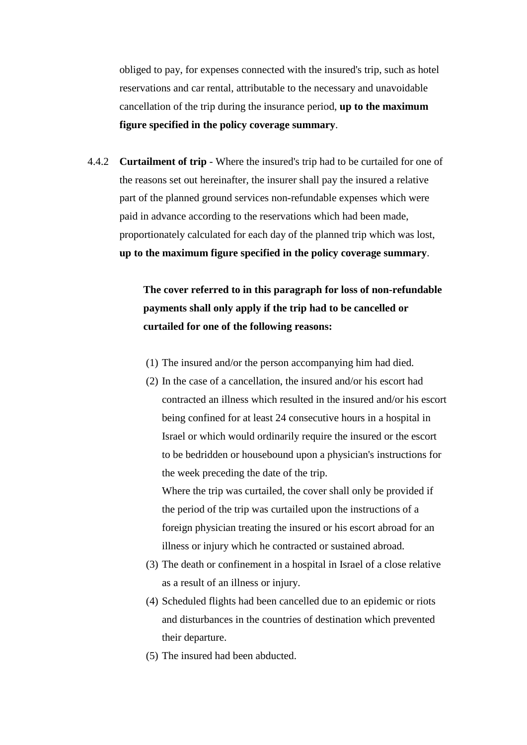obliged to pay, for expenses connected with the insured's trip, such as hotel reservations and car rental, attributable to the necessary and unavoidable cancellation of the trip during the insurance period, **up to the maximum figure specified in the policy coverage summary**.

4.4.2 **Curtailment of trip** - Where the insured's trip had to be curtailed for one of the reasons set out hereinafter, the insurer shall pay the insured a relative part of the planned ground services non-refundable expenses which were paid in advance according to the reservations which had been made, proportionately calculated for each day of the planned trip which was lost, **up to the maximum figure specified in the policy coverage summary**.

**The cover referred to in this paragraph for loss of non-refundable payments shall only apply if the trip had to be cancelled or curtailed for one of the following reasons:**

(1) The insured and/or the person accompanying him had died.

(2) In the case of a cancellation, the insured and/or his escort had contracted an illness which resulted in the insured and/or his escort being confined for at least 24 consecutive hours in a hospital in Israel or which would ordinarily require the insured or the escort to be bedridden or housebound upon a physician's instructions for the week preceding the date of the trip.
Where the trip was curtailed, the cover shall only be provided if the period of the trip was curtailed upon the instructions of a foreign physician treating the insured or his escort abroad for an illness or injury which he contracted or sustained abroad.

(3) The death or confinement in a hospital in Israel of a close relative as a result of an illness or injury.

(4) Scheduled flights had been cancelled due to an epidemic or riots and disturbances in the countries of destination which prevented their departure.

(5) The insured had been abducted.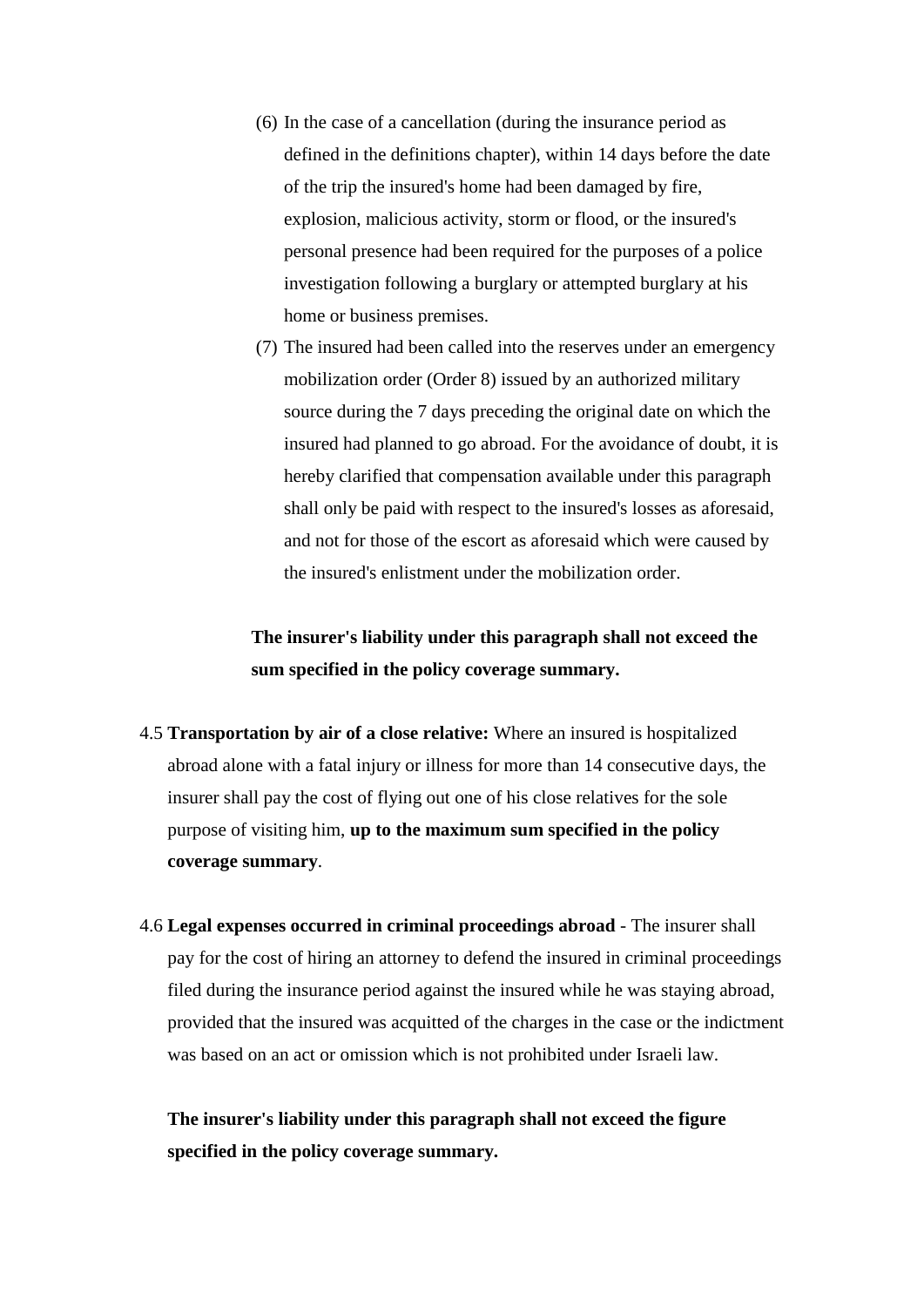(6) In the case of a cancellation (during the insurance period as defined in the definitions chapter), within 14 days before the date of the trip the insured's home had been damaged by fire, explosion, malicious activity, storm or flood, or the insured's personal presence had been required for the purposes of a police investigation following a burglary or attempted burglary at his home or business premises.

(7) The insured had been called into the reserves under an emergency mobilization order (Order 8) issued by an authorized military source during the 7 days preceding the original date on which the insured had planned to go abroad. For the avoidance of doubt, it is hereby clarified that compensation available under this paragraph shall only be paid with respect to the insured's losses as aforesaid, and not for those of the escort as aforesaid which were caused by the insured's enlistment under the mobilization order.

**The insurer's liability under this paragraph shall not exceed the sum specified in the policy coverage summary.**

4.5 **Transportation by air of a close relative:** Where an insured is hospitalized abroad alone with a fatal injury or illness for more than 14 consecutive days, the insurer shall pay the cost of flying out one of his close relatives for the sole purpose of visiting him, **up to the maximum sum specified in the policy coverage summary**.

4.6 **Legal expenses occurred in criminal proceedings abroad** - The insurer shall pay for the cost of hiring an attorney to defend the insured in criminal proceedings filed during the insurance period against the insured while he was staying abroad, provided that the insured was acquitted of the charges in the case or the indictment was based on an act or omission which is not prohibited under Israeli law.

**The insurer's liability under this paragraph shall not exceed the figure specified in the policy coverage summary.**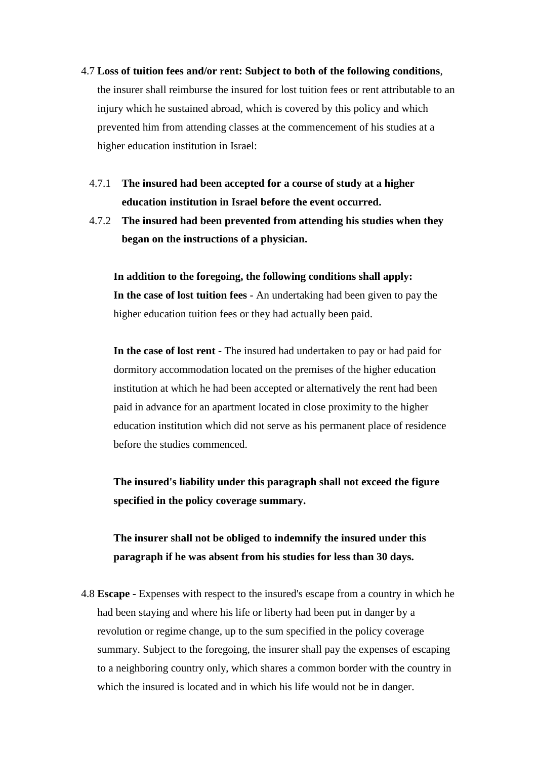4.7 **Loss of tuition fees and/or rent: Subject to both of the following conditions**, the insurer shall reimburse the insured for lost tuition fees or rent attributable to an injury which he sustained abroad, which is covered by this policy and which prevented him from attending classes at the commencement of his studies at a higher education institution in Israel:

4.7.1 **The insured had been accepted for a course of study at a higher education institution in Israel before the event occurred.**

4.7.2 **The insured had been prevented from attending his studies when they began on the instructions of a physician.**

**In addition to the foregoing, the following conditions shall apply:**
**In the case of lost tuition fees** - An undertaking had been given to pay the higher education tuition fees or they had actually been paid.

**In the case of lost rent** - The insured had undertaken to pay or had paid for dormitory accommodation located on the premises of the higher education institution at which he had been accepted or alternatively the rent had been paid in advance for an apartment located in close proximity to the higher education institution which did not serve as his permanent place of residence before the studies commenced.

**The insured's liability under this paragraph shall not exceed the figure specified in the policy coverage summary.**

**The insurer shall not be obliged to indemnify the insured under this paragraph if he was absent from his studies for less than 30 days.**

4.8 **Escape** - Expenses with respect to the insured's escape from a country in which he had been staying and where his life or liberty had been put in danger by a revolution or regime change, up to the sum specified in the policy coverage summary. Subject to the foregoing, the insurer shall pay the expenses of escaping to a neighboring country only, which shares a common border with the country in which the insured is located and in which his life would not be in danger.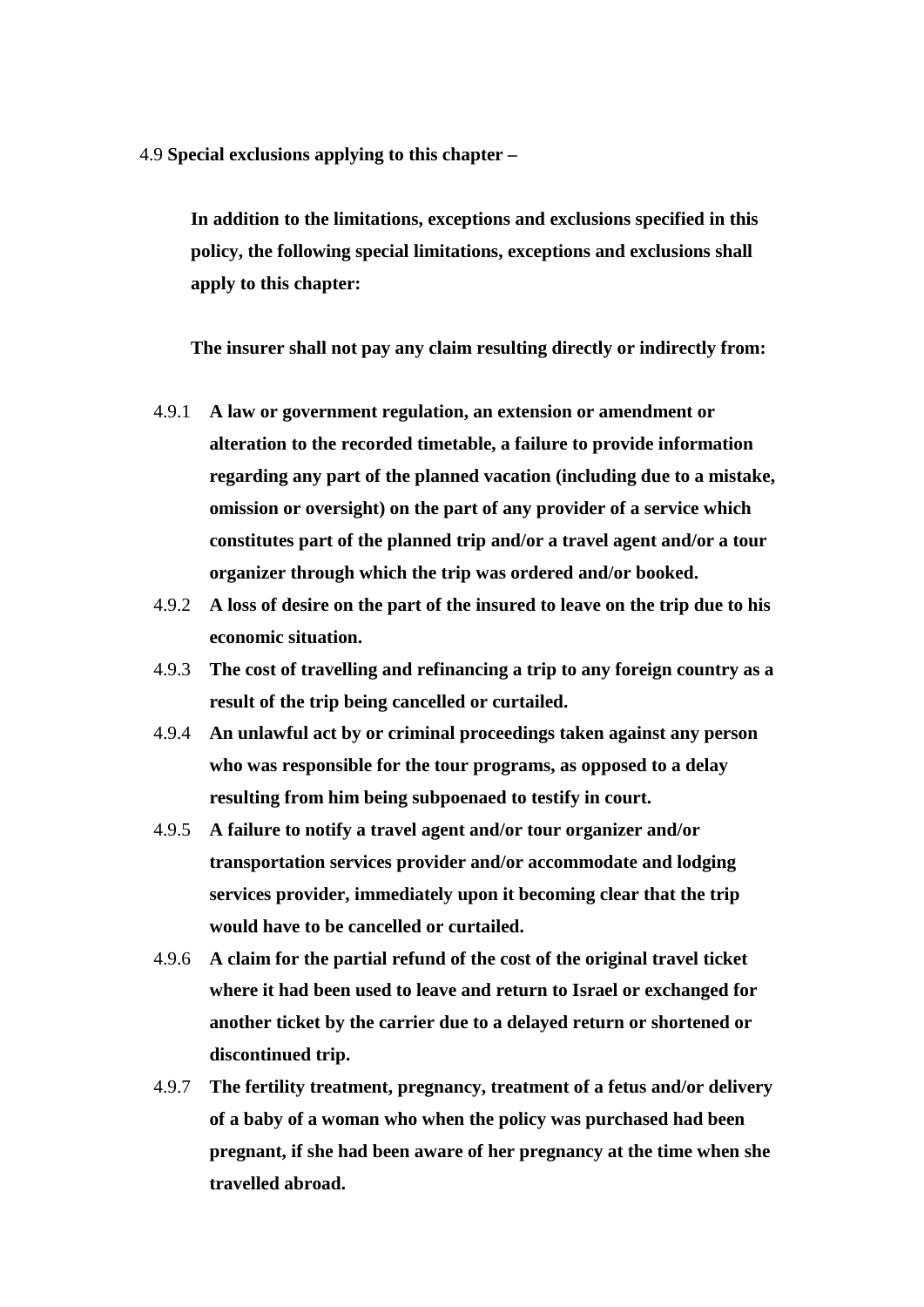4.9 **Special exclusions applying to this chapter –**

**In addition to the limitations, exceptions and exclusions specified in this policy, the following special limitations, exceptions and exclusions shall apply to this chapter:**

**The insurer shall not pay any claim resulting directly or indirectly from:**

4.9.1 **A law or government regulation, an extension or amendment or alteration to the recorded timetable, a failure to provide information regarding any part of the planned vacation (including due to a mistake, omission or oversight) on the part of any provider of a service which constitutes part of the planned trip and/or a travel agent and/or a tour organizer through which the trip was ordered and/or booked.**

4.9.2 **A loss of desire on the part of the insured to leave on the trip due to his economic situation.**

4.9.3 **The cost of travelling and refinancing a trip to any foreign country as a result of the trip being cancelled or curtailed.**

4.9.4 **An unlawful act by or criminal proceedings taken against any person who was responsible for the tour programs, as opposed to a delay resulting from him being subpoenaed to testify in court.**

4.9.5 **A failure to notify a travel agent and/or tour organizer and/or transportation services provider and/or accommodate and lodging services provider, immediately upon it becoming clear that the trip would have to be cancelled or curtailed.**

4.9.6 **A claim for the partial refund of the cost of the original travel ticket where it had been used to leave and return to Israel or exchanged for another ticket by the carrier due to a delayed return or shortened or discontinued trip.**

4.9.7 **The fertility treatment, pregnancy, treatment of a fetus and/or delivery of a baby of a woman who when the policy was purchased had been pregnant, if she had been aware of her pregnancy at the time when she travelled abroad.**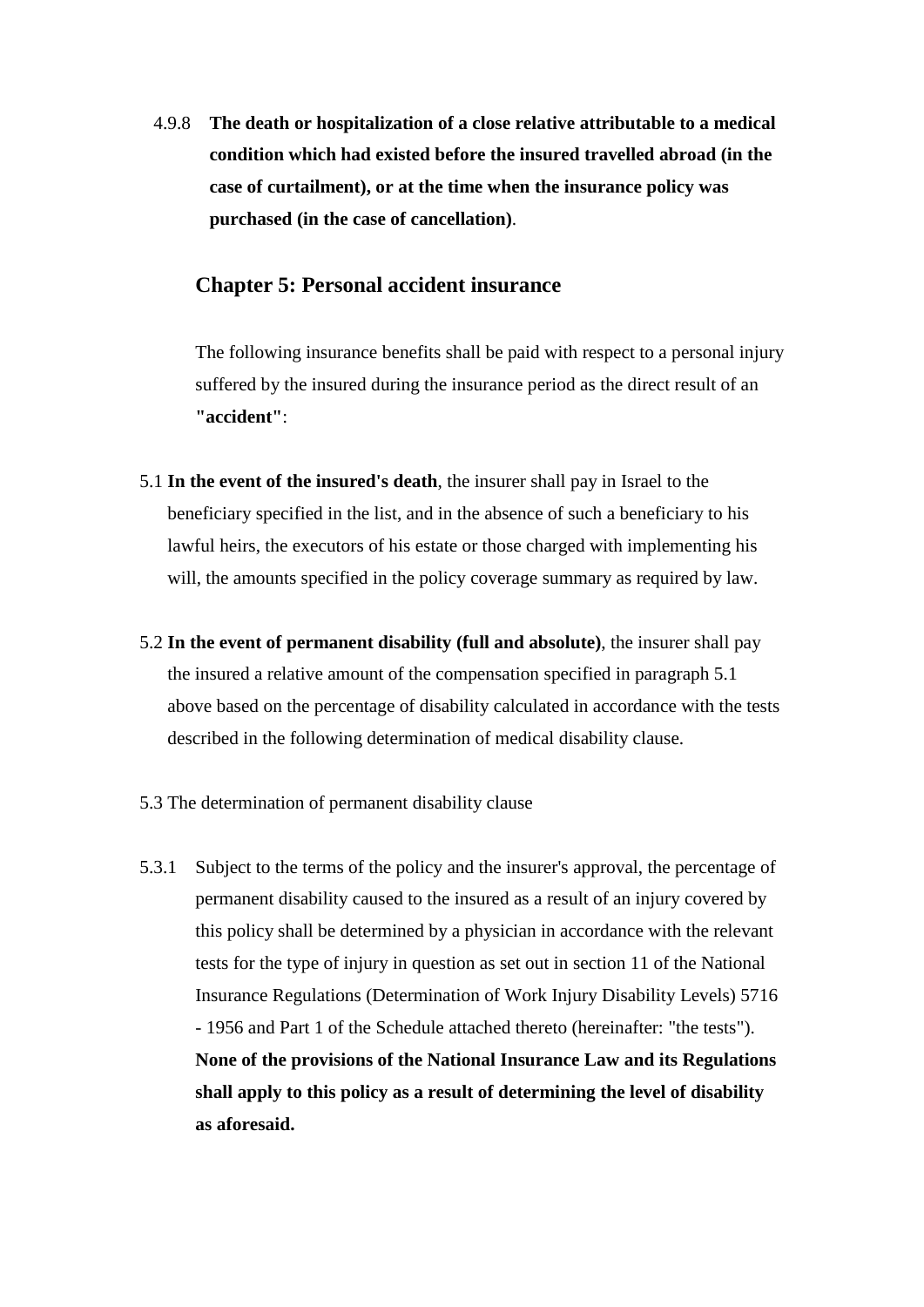4.9.8 **The death or hospitalization of a close relative attributable to a medical condition which had existed before the insured travelled abroad (in the case of curtailment), or at the time when the insurance policy was purchased (in the case of cancellation)**.

## Chapter 5: Personal accident insurance

The following insurance benefits shall be paid with respect to a personal injury suffered by the insured during the insurance period as the direct result of an **"accident"**:

5.1 **In the event of the insured's death**, the insurer shall pay in Israel to the beneficiary specified in the list, and in the absence of such a beneficiary to his lawful heirs, the executors of his estate or those charged with implementing his will, the amounts specified in the policy coverage summary as required by law.

5.2 **In the event of permanent disability (full and absolute)**, the insurer shall pay the insured a relative amount of the compensation specified in paragraph 5.1 above based on the percentage of disability calculated in accordance with the tests described in the following determination of medical disability clause.

5.3 The determination of permanent disability clause

5.3.1 Subject to the terms of the policy and the insurer's approval, the percentage of permanent disability caused to the insured as a result of an injury covered by this policy shall be determined by a physician in accordance with the relevant tests for the type of injury in question as set out in section 11 of the National Insurance Regulations (Determination of Work Injury Disability Levels) 5716 - 1956 and Part 1 of the Schedule attached thereto (hereinafter: "the tests"). **None of the provisions of the National Insurance Law and its Regulations shall apply to this policy as a result of determining the level of disability as aforesaid.**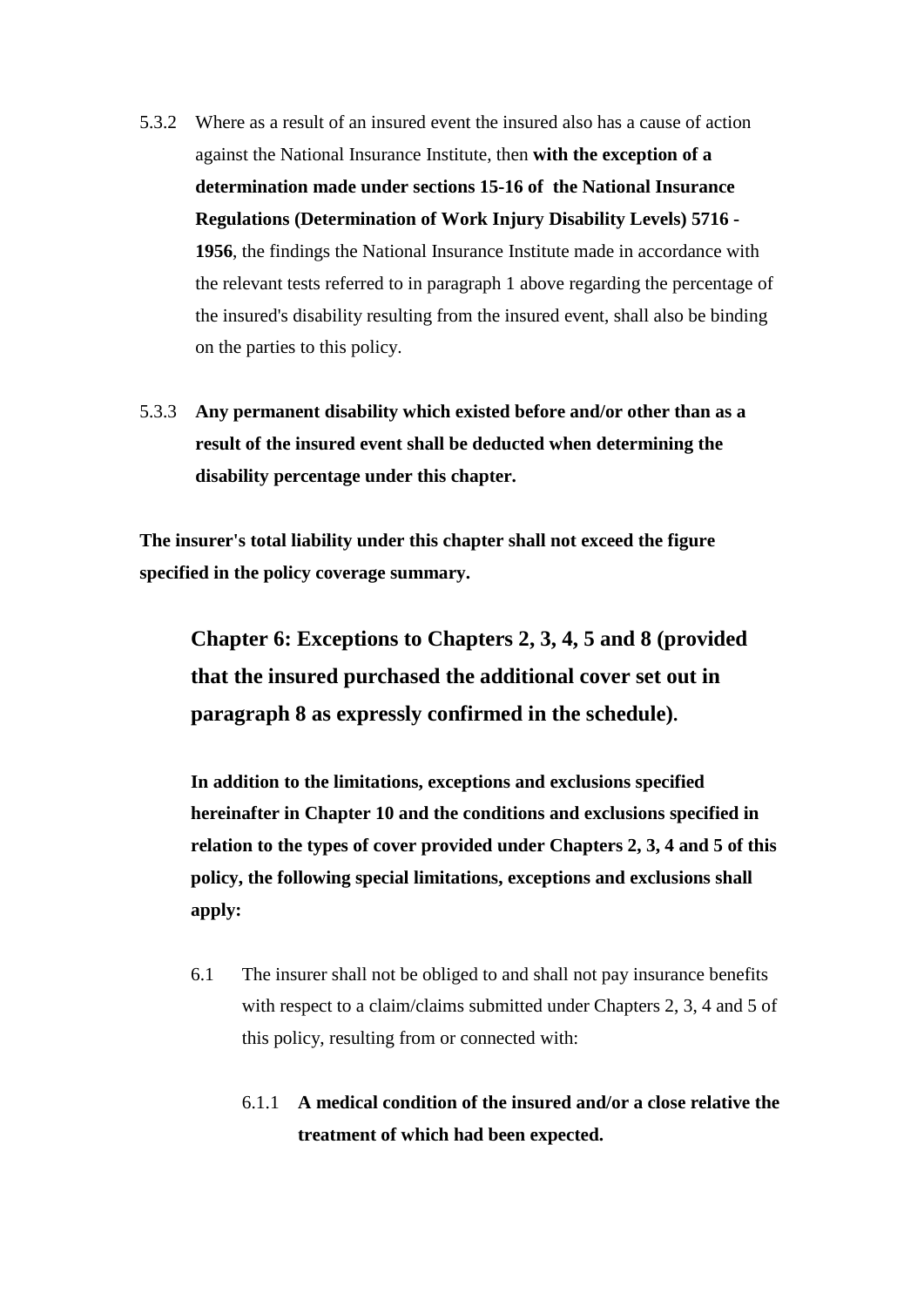5.3.2 Where as a result of an insured event the insured also has a cause of action against the National Insurance Institute, then **with the exception of a determination made under sections 15-16 of the National Insurance Regulations (Determination of Work Injury Disability Levels) 5716 - 1956**, the findings the National Insurance Institute made in accordance with the relevant tests referred to in paragraph 1 above regarding the percentage of the insured's disability resulting from the insured event, shall also be binding on the parties to this policy.

5.3.3 **Any permanent disability which existed before and/or other than as a result of the insured event shall be deducted when determining the disability percentage under this chapter.**

**The insurer's total liability under this chapter shall not exceed the figure specified in the policy coverage summary.**

## Chapter 6: Exceptions to Chapters 2, 3, 4, 5 and 8 (provided that the insured purchased the additional cover set out in paragraph 8 as expressly confirmed in the schedule).

**In addition to the limitations, exceptions and exclusions specified hereinafter in Chapter 10 and the conditions and exclusions specified in relation to the types of cover provided under Chapters 2, 3, 4 and 5 of this policy, the following special limitations, exceptions and exclusions shall apply:**

6.1 The insurer shall not be obliged to and shall not pay insurance benefits with respect to a claim/claims submitted under Chapters 2, 3, 4 and 5 of this policy, resulting from or connected with:

6.1.1 **A medical condition of the insured and/or a close relative the treatment of which had been expected.**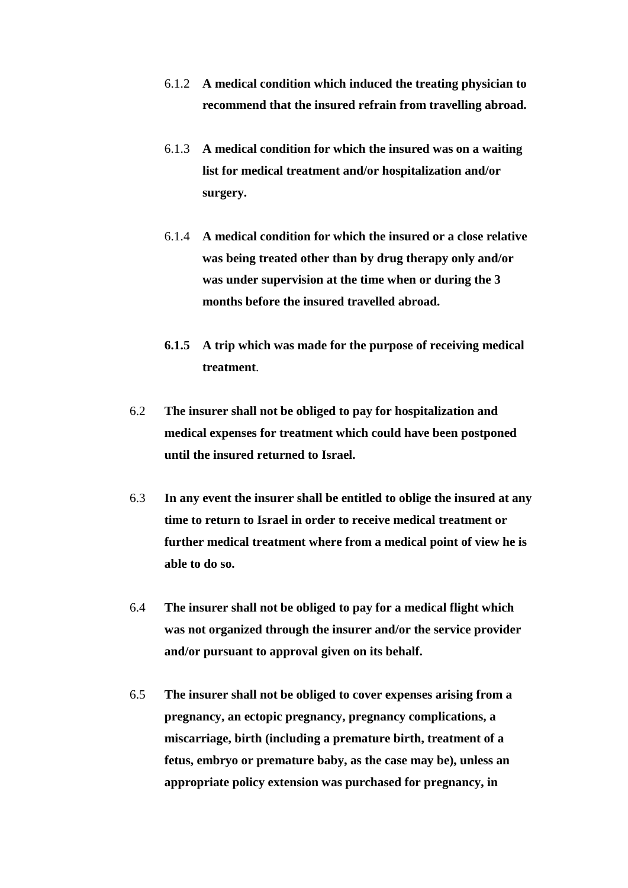6.1.2 **A medical condition which induced the treating physician to recommend that the insured refrain from travelling abroad.**

6.1.3 **A medical condition for which the insured was on a waiting list for medical treatment and/or hospitalization and/or surgery.**

6.1.4 **A medical condition for which the insured or a close relative was being treated other than by drug therapy only and/or was under supervision at the time when or during the 3 months before the insured travelled abroad.**

**6.1.5 A trip which was made for the purpose of receiving medical treatment**.

6.2 **The insurer shall not be obliged to pay for hospitalization and medical expenses for treatment which could have been postponed until the insured returned to Israel.**

6.3 **In any event the insurer shall be entitled to oblige the insured at any time to return to Israel in order to receive medical treatment or further medical treatment where from a medical point of view he is able to do so.**

6.4 **The insurer shall not be obliged to pay for a medical flight which was not organized through the insurer and/or the service provider and/or pursuant to approval given on its behalf.**

6.5 **The insurer shall not be obliged to cover expenses arising from a pregnancy, an ectopic pregnancy, pregnancy complications, a miscarriage, birth (including a premature birth, treatment of a fetus, embryo or premature baby, as the case may be), unless an appropriate policy extension was purchased for pregnancy, in**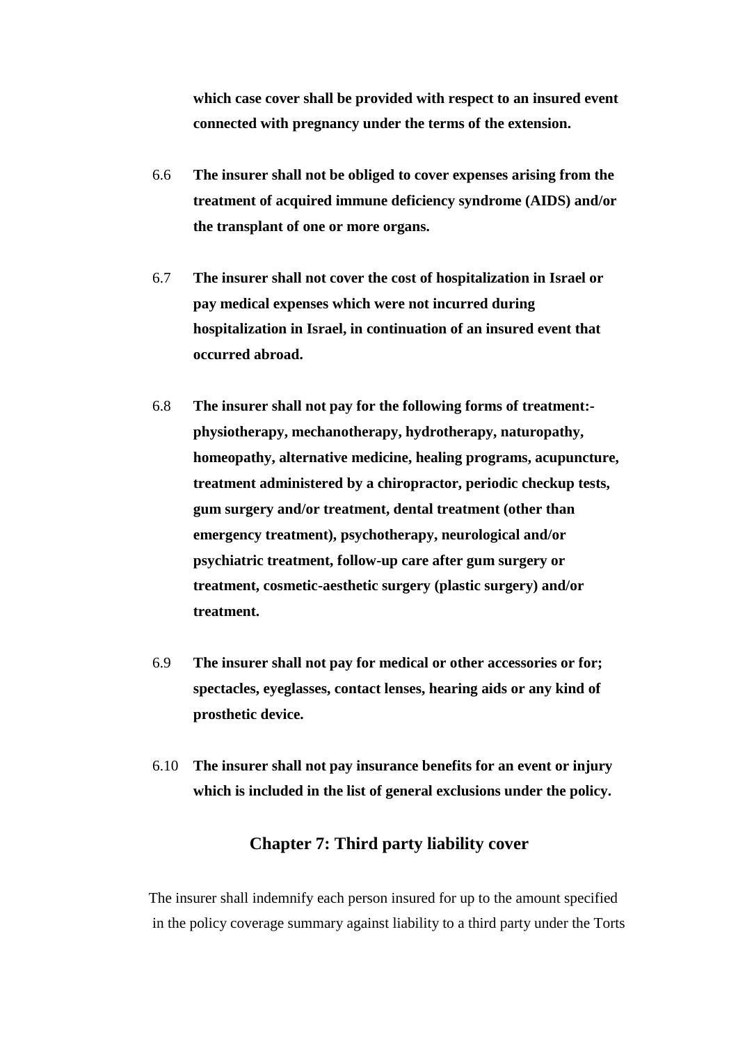**which case cover shall be provided with respect to an insured event connected with pregnancy under the terms of the extension.**

6.6 **The insurer shall not be obliged to cover expenses arising from the treatment of acquired immune deficiency syndrome (AIDS) and/or the transplant of one or more organs.**

6.7 **The insurer shall not cover the cost of hospitalization in Israel or pay medical expenses which were not incurred during hospitalization in Israel, in continuation of an insured event that occurred abroad.**

6.8 **The insurer shall not pay for the following forms of treatment:- physiotherapy, mechanotherapy, hydrotherapy, naturopathy, homeopathy, alternative medicine, healing programs, acupuncture, treatment administered by a chiropractor, periodic checkup tests, gum surgery and/or treatment, dental treatment (other than emergency treatment), psychotherapy, neurological and/or psychiatric treatment, follow-up care after gum surgery or treatment, cosmetic-aesthetic surgery (plastic surgery) and/or treatment.**

6.9 **The insurer shall not pay for medical or other accessories or for; spectacles, eyeglasses, contact lenses, hearing aids or any kind of prosthetic device.**

6.10 **The insurer shall not pay insurance benefits for an event or injury which is included in the list of general exclusions under the policy.**

## Chapter 7: Third party liability cover

The insurer shall indemnify each person insured for up to the amount specified in the policy coverage summary against liability to a third party under the Torts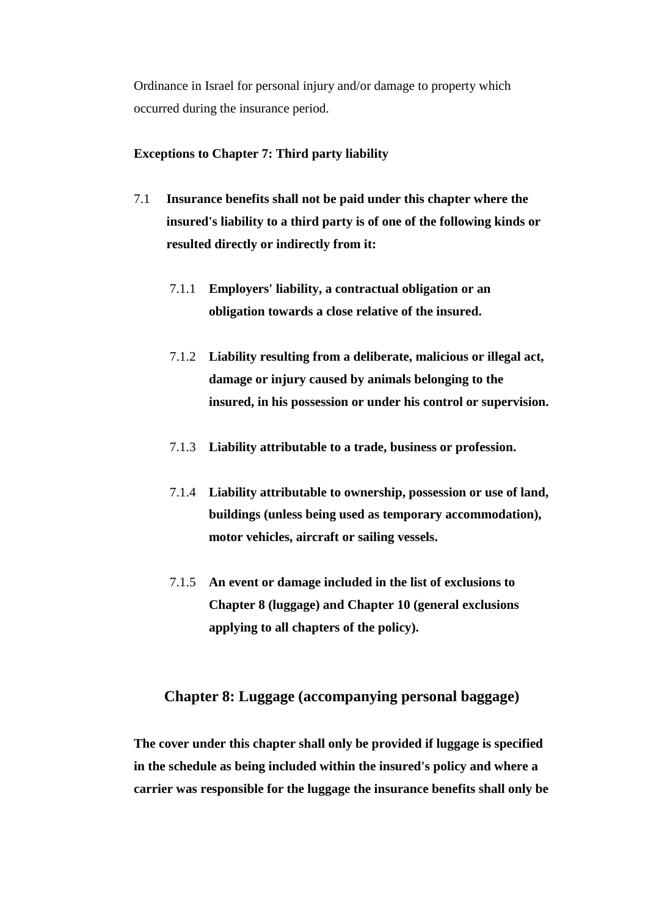Ordinance in Israel for personal injury and/or damage to property which occurred during the insurance period.

**Exceptions to Chapter 7: Third party liability**

7.1 **Insurance benefits shall not be paid under this chapter where the insured's liability to a third party is of one of the following kinds or resulted directly or indirectly from it:**

   7.1.1 **Employers' liability, a contractual obligation or an obligation towards a close relative of the insured.**

   7.1.2 **Liability resulting from a deliberate, malicious or illegal act, damage or injury caused by animals belonging to the insured, in his possession or under his control or supervision.**

   7.1.3 **Liability attributable to a trade, business or profession.**

   7.1.4 **Liability attributable to ownership, possession or use of land, buildings (unless being used as temporary accommodation), motor vehicles, aircraft or sailing vessels.**

   7.1.5 **An event or damage included in the list of exclusions to Chapter 8 (luggage) and Chapter 10 (general exclusions applying to all chapters of the policy).**

## Chapter 8: Luggage (accompanying personal baggage)

**The cover under this chapter shall only be provided if luggage is specified in the schedule as being included within the insured's policy and where a carrier was responsible for the luggage the insurance benefits shall only be**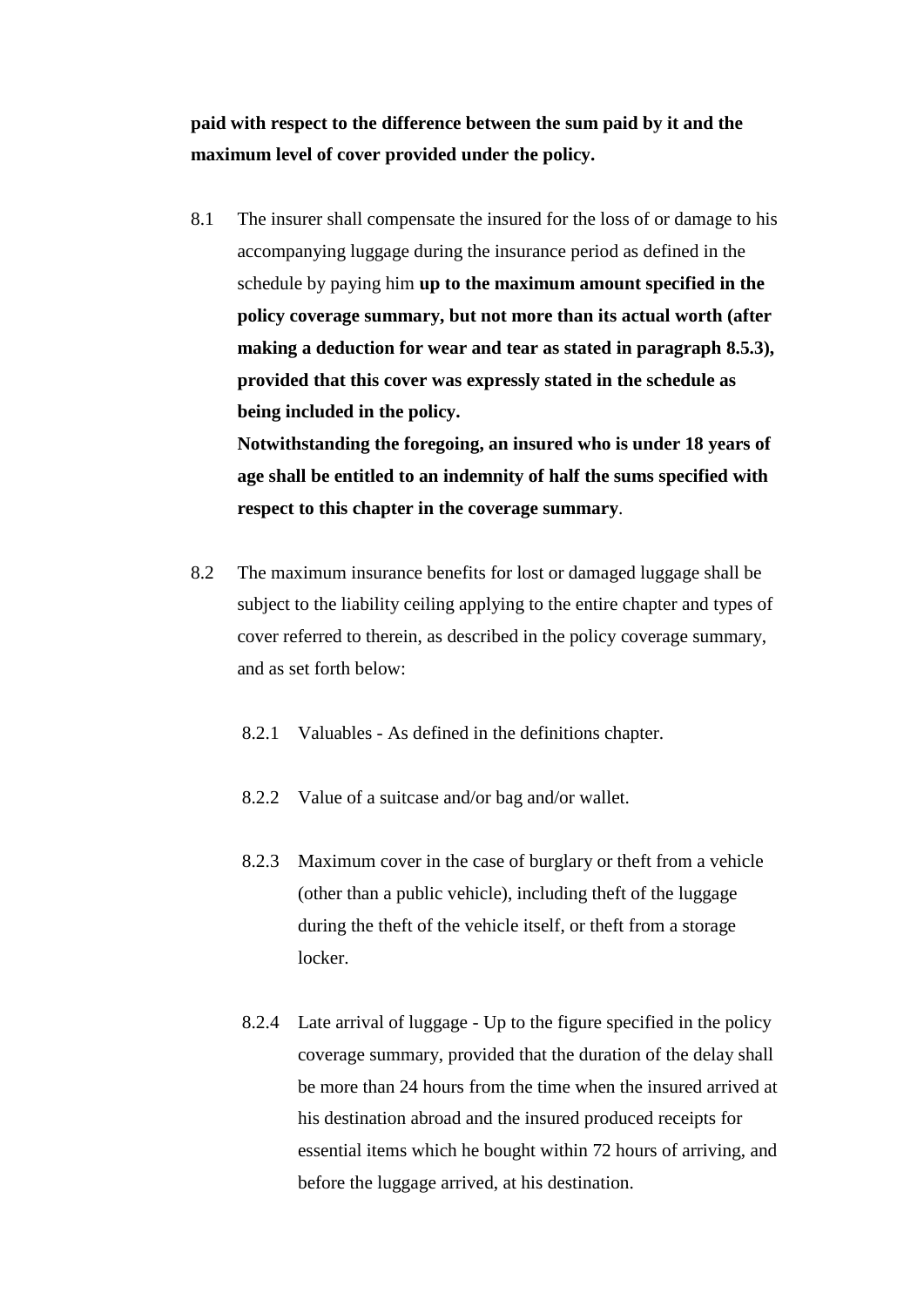**paid with respect to the difference between the sum paid by it and the maximum level of cover provided under the policy.**

8.1 The insurer shall compensate the insured for the loss of or damage to his accompanying luggage during the insurance period as defined in the schedule by paying him **up to the maximum amount specified in the policy coverage summary, but not more than its actual worth (after making a deduction for wear and tear as stated in paragraph 8.5.3), provided that this cover was expressly stated in the schedule as being included in the policy.**
**Notwithstanding the foregoing, an insured who is under 18 years of age shall be entitled to an indemnity of half the sums specified with respect to this chapter in the coverage summary**.

8.2 The maximum insurance benefits for lost or damaged luggage shall be subject to the liability ceiling applying to the entire chapter and types of cover referred to therein, as described in the policy coverage summary, and as set forth below:

8.2.1 Valuables - As defined in the definitions chapter.

8.2.2 Value of a suitcase and/or bag and/or wallet.

8.2.3 Maximum cover in the case of burglary or theft from a vehicle (other than a public vehicle), including theft of the luggage during the theft of the vehicle itself, or theft from a storage locker.

8.2.4 Late arrival of luggage - Up to the figure specified in the policy coverage summary, provided that the duration of the delay shall be more than 24 hours from the time when the insured arrived at his destination abroad and the insured produced receipts for essential items which he bought within 72 hours of arriving, and before the luggage arrived, at his destination.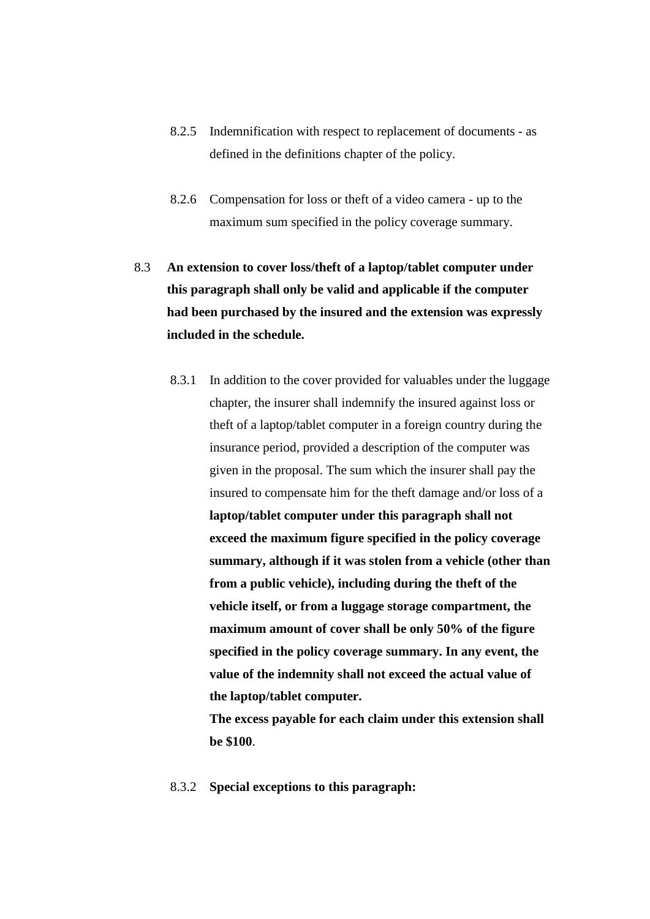8.2.5 Indemnification with respect to replacement of documents - as defined in the definitions chapter of the policy.

8.2.6 Compensation for loss or theft of a video camera - up to the maximum sum specified in the policy coverage summary.

8.3 **An extension to cover loss/theft of a laptop/tablet computer under this paragraph shall only be valid and applicable if the computer had been purchased by the insured and the extension was expressly included in the schedule.**

8.3.1 In addition to the cover provided for valuables under the luggage chapter, the insurer shall indemnify the insured against loss or theft of a laptop/tablet computer in a foreign country during the insurance period, provided a description of the computer was given in the proposal. The sum which the insurer shall pay the insured to compensate him for the theft damage and/or loss of a **laptop/tablet computer under this paragraph shall not exceed the maximum figure specified in the policy coverage summary, although if it was stolen from a vehicle (other than from a public vehicle), including during the theft of the vehicle itself, or from a luggage storage compartment, the maximum amount of cover shall be only 50% of the figure specified in the policy coverage summary. In any event, the value of the indemnity shall not exceed the actual value of the laptop/tablet computer.**
**The excess payable for each claim under this extension shall be $100**.

8.3.2 **Special exceptions to this paragraph:**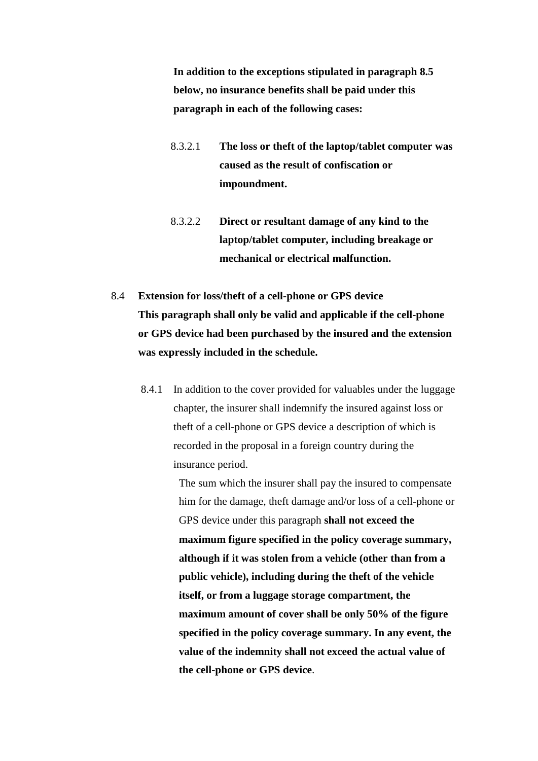**In addition to the exceptions stipulated in paragraph 8.5 below, no insurance benefits shall be paid under this paragraph in each of the following cases:**

8.3.2.1 **The loss or theft of the laptop/tablet computer was caused as the result of confiscation or impoundment.**

8.3.2.2 **Direct or resultant damage of any kind to the laptop/tablet computer, including breakage or mechanical or electrical malfunction.**

8.4 **Extension for loss/theft of a cell-phone or GPS device**
**This paragraph shall only be valid and applicable if the cell-phone or GPS device had been purchased by the insured and the extension was expressly included in the schedule.**

8.4.1 In addition to the cover provided for valuables under the luggage chapter, the insurer shall indemnify the insured against loss or theft of a cell-phone or GPS device a description of which is recorded in the proposal in a foreign country during the insurance period.

The sum which the insurer shall pay the insured to compensate him for the damage, theft damage and/or loss of a cell-phone or GPS device under this paragraph **shall not exceed the maximum figure specified in the policy coverage summary, although if it was stolen from a vehicle (other than from a public vehicle), including during the theft of the vehicle itself, or from a luggage storage compartment, the maximum amount of cover shall be only 50% of the figure specified in the policy coverage summary. In any event, the value of the indemnity shall not exceed the actual value of the cell-phone or GPS device**.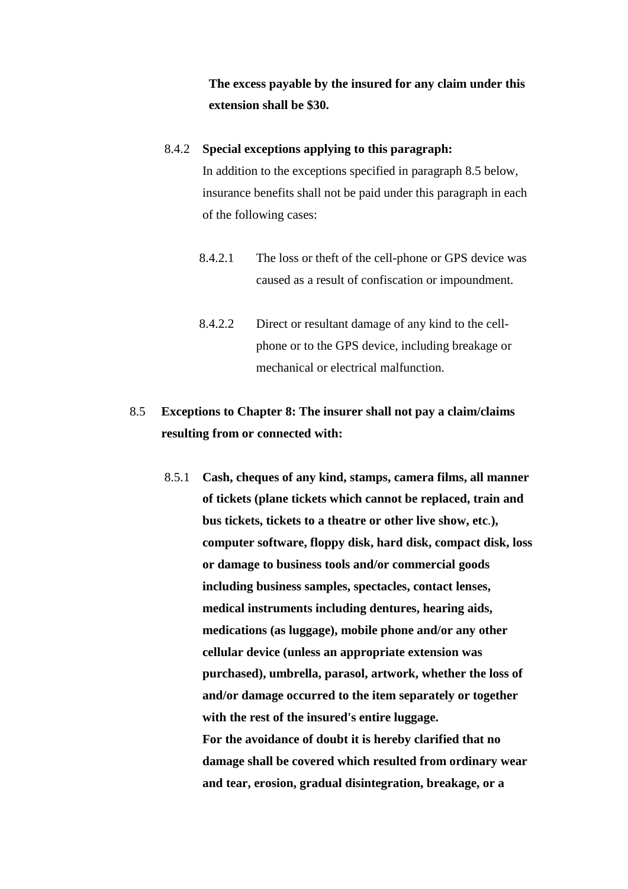**The excess payable by the insured for any claim under this extension shall be $30.**

8.4.2 **Special exceptions applying to this paragraph:**
In addition to the exceptions specified in paragraph 8.5 below, insurance benefits shall not be paid under this paragraph in each of the following cases:

8.4.2.1 The loss or theft of the cell-phone or GPS device was caused as a result of confiscation or impoundment.

8.4.2.2 Direct or resultant damage of any kind to the cell-phone or to the GPS device, including breakage or mechanical or electrical malfunction.

8.5 **Exceptions to Chapter 8: The insurer shall not pay a claim/claims resulting from or connected with:**

8.5.1 **Cash, cheques of any kind, stamps, camera films, all manner of tickets (plane tickets which cannot be replaced, train and bus tickets, tickets to a theatre or other live show, etc.), computer software, floppy disk, hard disk, compact disk, loss or damage to business tools and/or commercial goods including business samples, spectacles, contact lenses, medical instruments including dentures, hearing aids, medications (as luggage), mobile phone and/or any other cellular device (unless an appropriate extension was purchased), umbrella, parasol, artwork, whether the loss of and/or damage occurred to the item separately or together with the rest of the insured's entire luggage.**
**For the avoidance of doubt it is hereby clarified that no damage shall be covered which resulted from ordinary wear and tear, erosion, gradual disintegration, breakage, or a**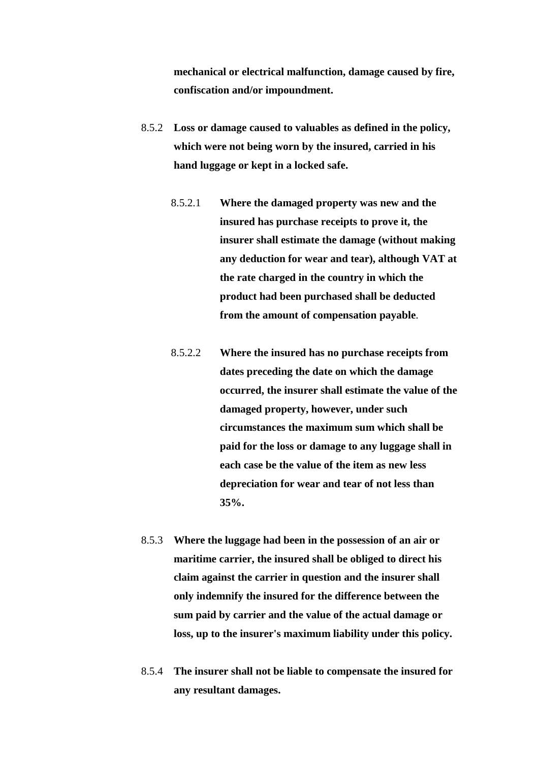**mechanical or electrical malfunction, damage caused by fire, confiscation and/or impoundment.**

8.5.2 **Loss or damage caused to valuables as defined in the policy, which were not being worn by the insured, carried in his hand luggage or kept in a locked safe.**

8.5.2.1 **Where the damaged property was new and the insured has purchase receipts to prove it, the insurer shall estimate the damage (without making any deduction for wear and tear), although VAT at the rate charged in the country in which the product had been purchased shall be deducted from the amount of compensation payable**.

8.5.2.2 **Where the insured has no purchase receipts from dates preceding the date on which the damage occurred, the insurer shall estimate the value of the damaged property, however, under such circumstances the maximum sum which shall be paid for the loss or damage to any luggage shall in each case be the value of the item as new less depreciation for wear and tear of not less than 35%.**

8.5.3 **Where the luggage had been in the possession of an air or maritime carrier, the insured shall be obliged to direct his claim against the carrier in question and the insurer shall only indemnify the insured for the difference between the sum paid by carrier and the value of the actual damage or loss, up to the insurer's maximum liability under this policy.**

8.5.4 **The insurer shall not be liable to compensate the insured for any resultant damages.**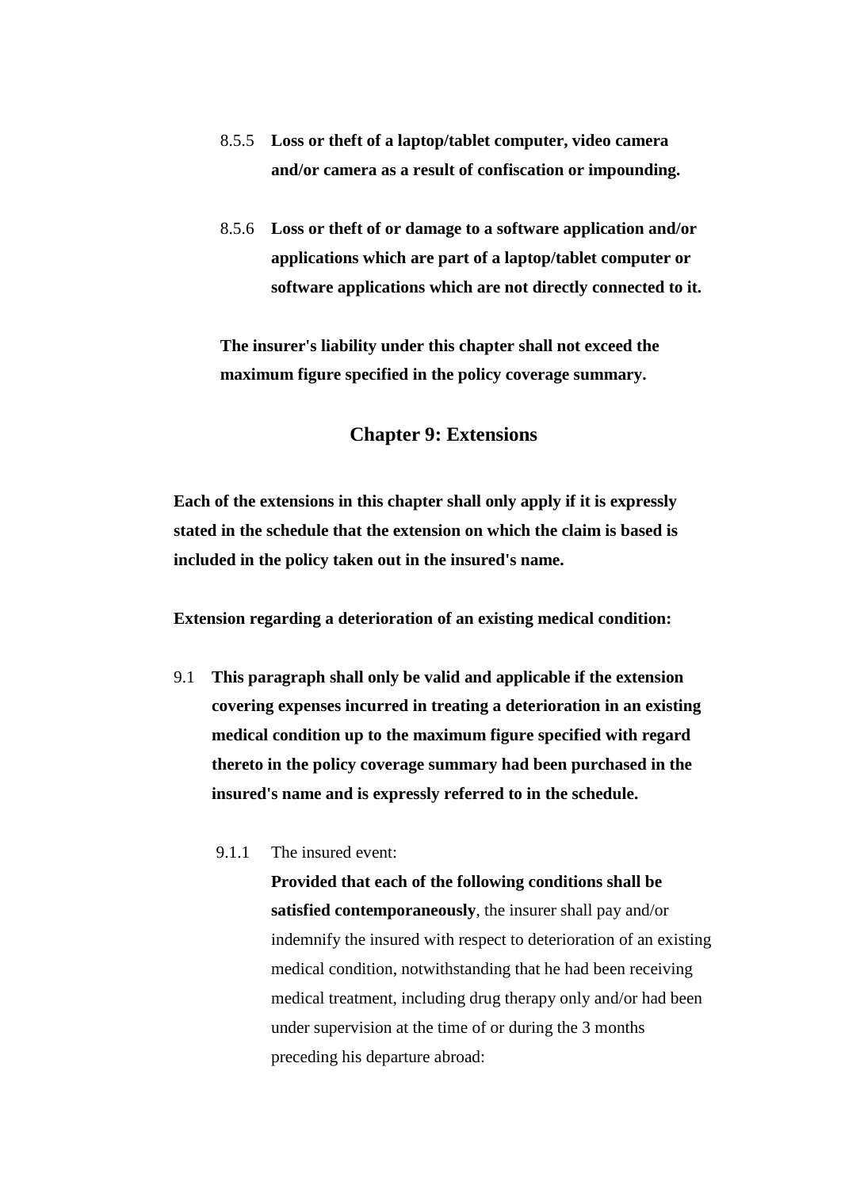8.5.5 **Loss or theft of a laptop/tablet computer, video camera and/or camera as a result of confiscation or impounding.**

8.5.6 **Loss or theft of or damage to a software application and/or applications which are part of a laptop/tablet computer or software applications which are not directly connected to it.**

**The insurer's liability under this chapter shall not exceed the maximum figure specified in the policy coverage summary.**

## Chapter 9: Extensions

**Each of the extensions in this chapter shall only apply if it is expressly stated in the schedule that the extension on which the claim is based is included in the policy taken out in the insured's name.**

**Extension regarding a deterioration of an existing medical condition:**

9.1 **This paragraph shall only be valid and applicable if the extension covering expenses incurred in treating a deterioration in an existing medical condition up to the maximum figure specified with regard thereto in the policy coverage summary had been purchased in the insured's name and is expressly referred to in the schedule.**

9.1.1 The insured event:

**Provided that each of the following conditions shall be satisfied contemporaneously**, the insurer shall pay and/or indemnify the insured with respect to deterioration of an existing medical condition, notwithstanding that he had been receiving medical treatment, including drug therapy only and/or had been under supervision at the time of or during the 3 months preceding his departure abroad: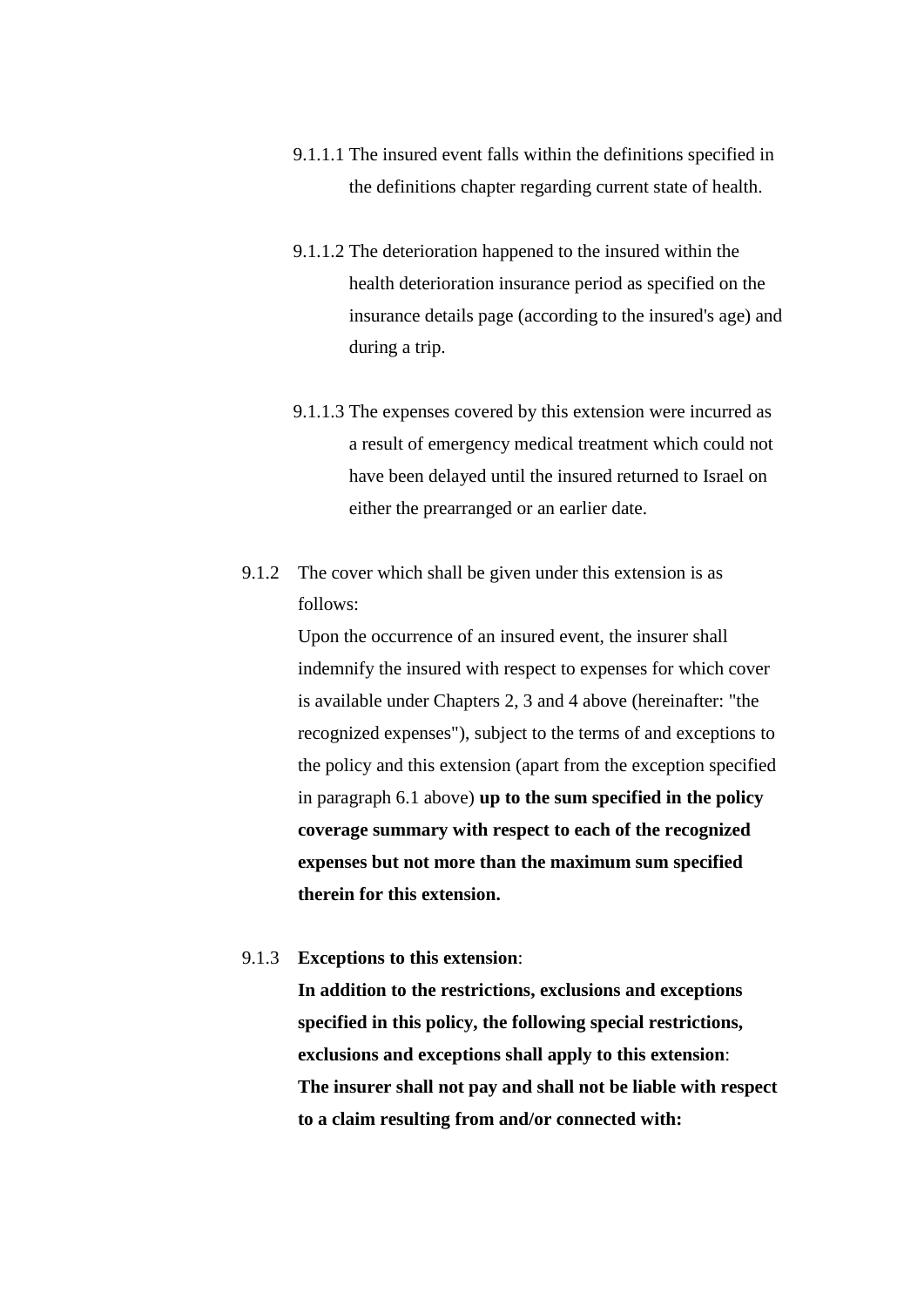9.1.1.1 The insured event falls within the definitions specified in the definitions chapter regarding current state of health.

9.1.1.2 The deterioration happened to the insured within the health deterioration insurance period as specified on the insurance details page (according to the insured's age) and during a trip.

9.1.1.3 The expenses covered by this extension were incurred as a result of emergency medical treatment which could not have been delayed until the insured returned to Israel on either the prearranged or an earlier date.

9.1.2 The cover which shall be given under this extension is as follows:
Upon the occurrence of an insured event, the insurer shall indemnify the insured with respect to expenses for which cover is available under Chapters 2, 3 and 4 above (hereinafter: "the recognized expenses"), subject to the terms of and exceptions to the policy and this extension (apart from the exception specified in paragraph 6.1 above) **up to the sum specified in the policy coverage summary with respect to each of the recognized expenses but not more than the maximum sum specified therein for this extension.**

9.1.3 **Exceptions to this extension**:
**In addition to the restrictions, exclusions and exceptions specified in this policy, the following special restrictions, exclusions and exceptions shall apply to this extension**:
**The insurer shall not pay and shall not be liable with respect to a claim resulting from and/or connected with:**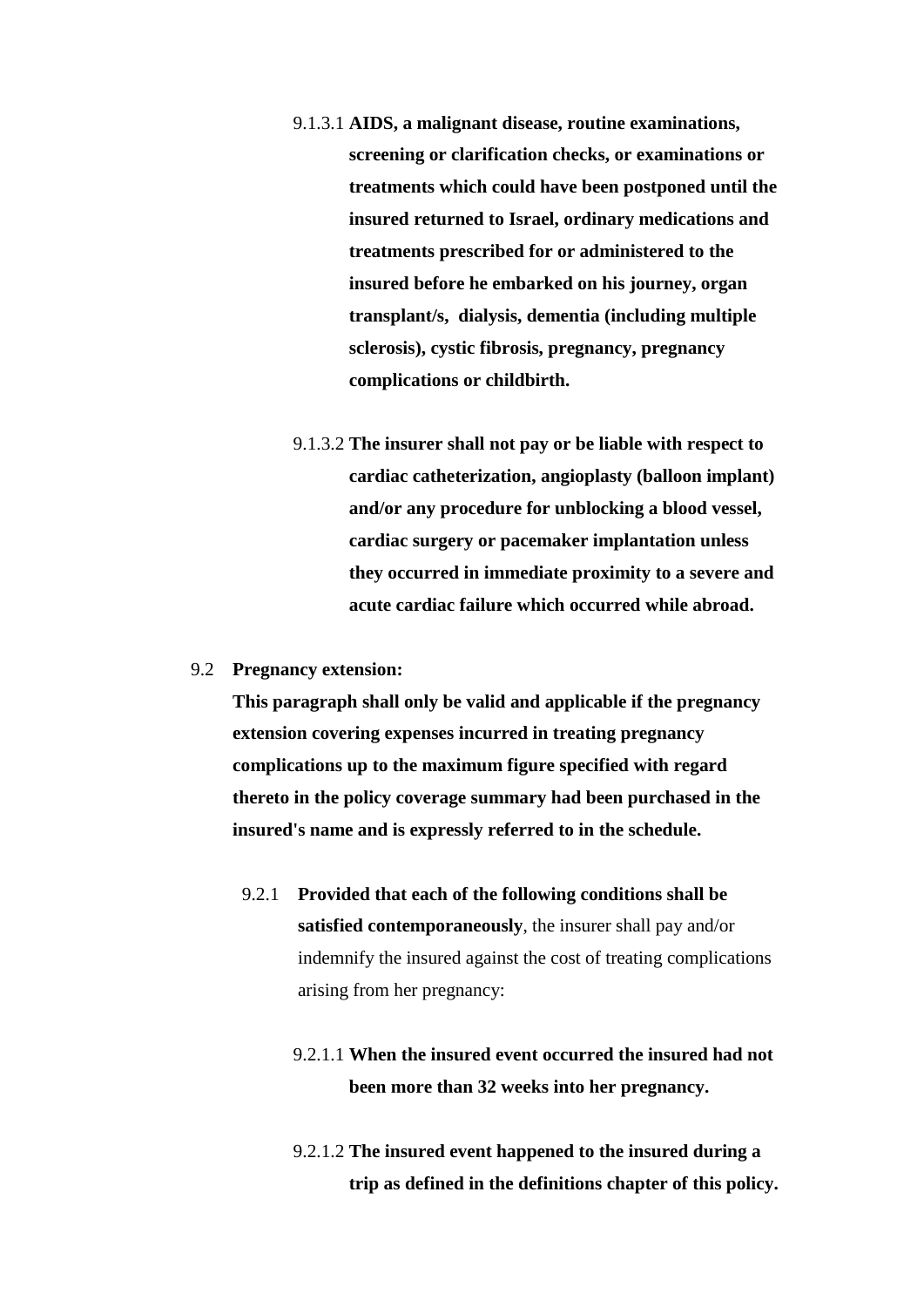9.1.3.1 **AIDS, a malignant disease, routine examinations, screening or clarification checks, or examinations or treatments which could have been postponed until the insured returned to Israel, ordinary medications and treatments prescribed for or administered to the insured before he embarked on his journey, organ transplant/s, dialysis, dementia (including multiple sclerosis), cystic fibrosis, pregnancy, pregnancy complications or childbirth.**

9.1.3.2 **The insurer shall not pay or be liable with respect to cardiac catheterization, angioplasty (balloon implant) and/or any procedure for unblocking a blood vessel, cardiac surgery or pacemaker implantation unless they occurred in immediate proximity to a severe and acute cardiac failure which occurred while abroad.**

9.2 **Pregnancy extension:**

**This paragraph shall only be valid and applicable if the pregnancy extension covering expenses incurred in treating pregnancy complications up to the maximum figure specified with regard thereto in the policy coverage summary had been purchased in the insured's name and is expressly referred to in the schedule.**

9.2.1 **Provided that each of the following conditions shall be satisfied contemporaneously**, the insurer shall pay and/or indemnify the insured against the cost of treating complications arising from her pregnancy:

9.2.1.1 **When the insured event occurred the insured had not been more than 32 weeks into her pregnancy.**

9.2.1.2 **The insured event happened to the insured during a trip as defined in the definitions chapter of this policy.**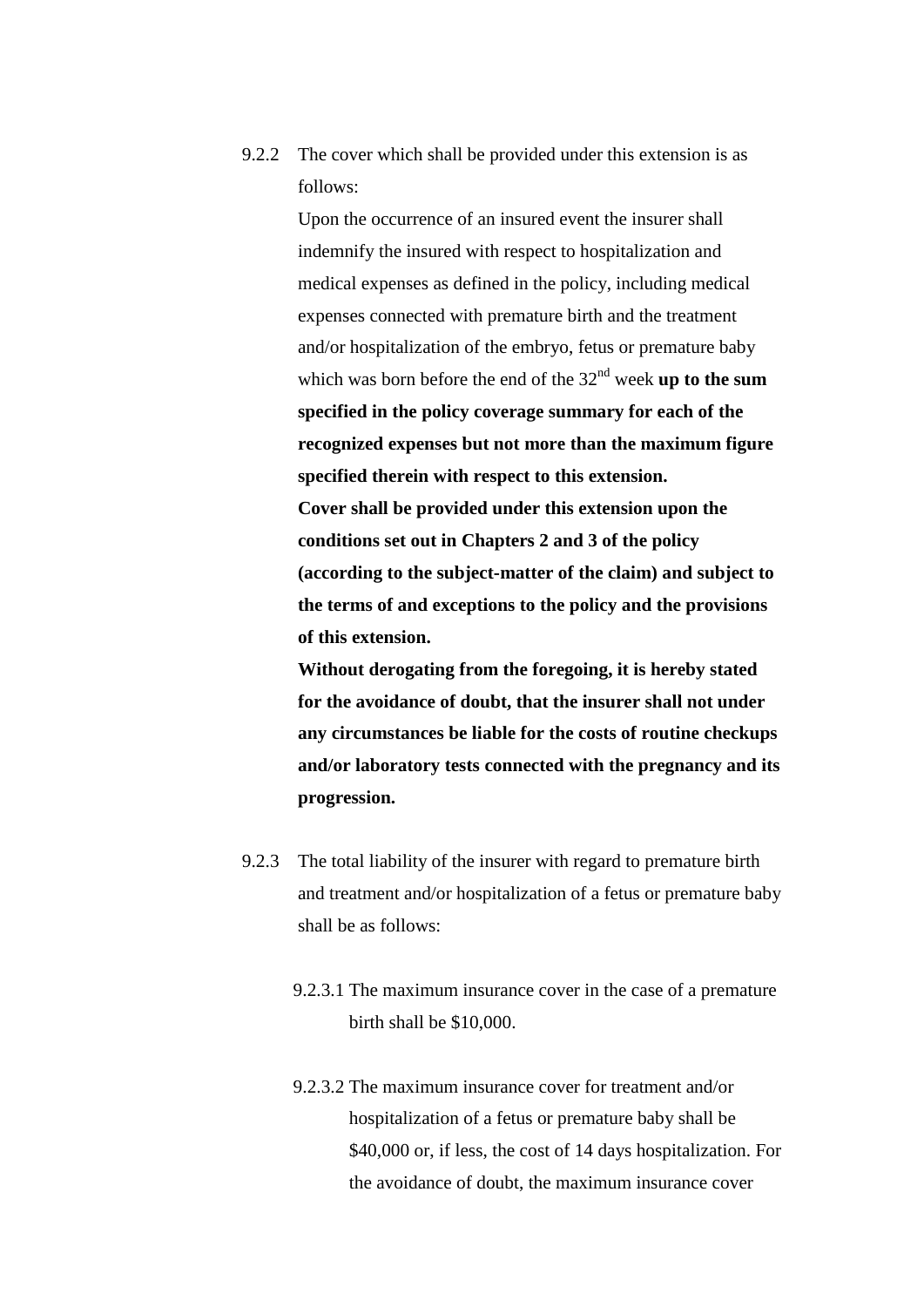9.2.2 The cover which shall be provided under this extension is as follows:

Upon the occurrence of an insured event the insurer shall indemnify the insured with respect to hospitalization and medical expenses as defined in the policy, including medical expenses connected with premature birth and the treatment and/or hospitalization of the embryo, fetus or premature baby which was born before the end of the 32nd week **up to the sum specified in the policy coverage summary for each of the recognized expenses but not more than the maximum figure specified therein with respect to this extension.**

**Cover shall be provided under this extension upon the conditions set out in Chapters 2 and 3 of the policy (according to the subject-matter of the claim) and subject to the terms of and exceptions to the policy and the provisions of this extension.**

**Without derogating from the foregoing, it is hereby stated for the avoidance of doubt, that the insurer shall not under any circumstances be liable for the costs of routine checkups and/or laboratory tests connected with the pregnancy and its progression.**

9.2.3 The total liability of the insurer with regard to premature birth and treatment and/or hospitalization of a fetus or premature baby shall be as follows:

9.2.3.1 The maximum insurance cover in the case of a premature birth shall be $10,000.

9.2.3.2 The maximum insurance cover for treatment and/or hospitalization of a fetus or premature baby shall be $40,000 or, if less, the cost of 14 days hospitalization. For the avoidance of doubt, the maximum insurance cover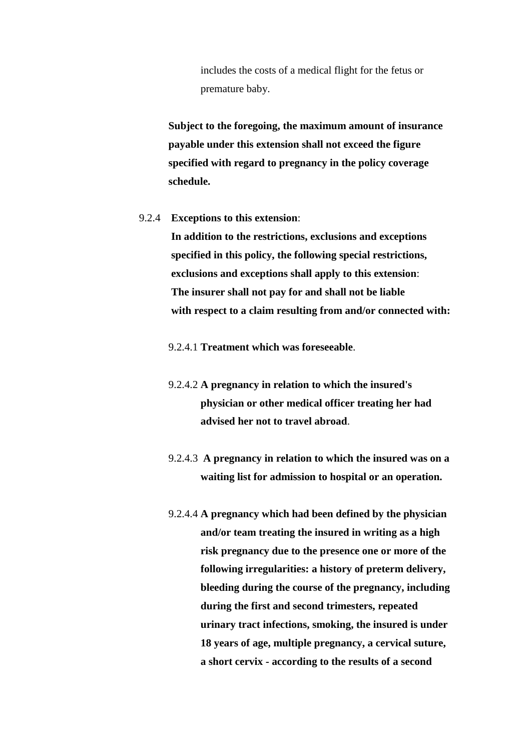includes the costs of a medical flight for the fetus or premature baby.

**Subject to the foregoing, the maximum amount of insurance payable under this extension shall not exceed the figure specified with regard to pregnancy in the policy coverage schedule.**

9.2.4 **Exceptions to this extension**:
**In addition to the restrictions, exclusions and exceptions specified in this policy, the following special restrictions, exclusions and exceptions shall apply to this extension**:
**The insurer shall not pay for and shall not be liable with respect to a claim resulting from and/or connected with:**

9.2.4.1 **Treatment which was foreseeable**.

9.2.4.2 **A pregnancy in relation to which the insured's physician or other medical officer treating her had advised her not to travel abroad**.

9.2.4.3 **A pregnancy in relation to which the insured was on a waiting list for admission to hospital or an operation.**

9.2.4.4 **A pregnancy which had been defined by the physician and/or team treating the insured in writing as a high risk pregnancy due to the presence one or more of the following irregularities: a history of preterm delivery, bleeding during the course of the pregnancy, including during the first and second trimesters, repeated urinary tract infections, smoking, the insured is under 18 years of age, multiple pregnancy, a cervical suture, a short cervix - according to the results of a second**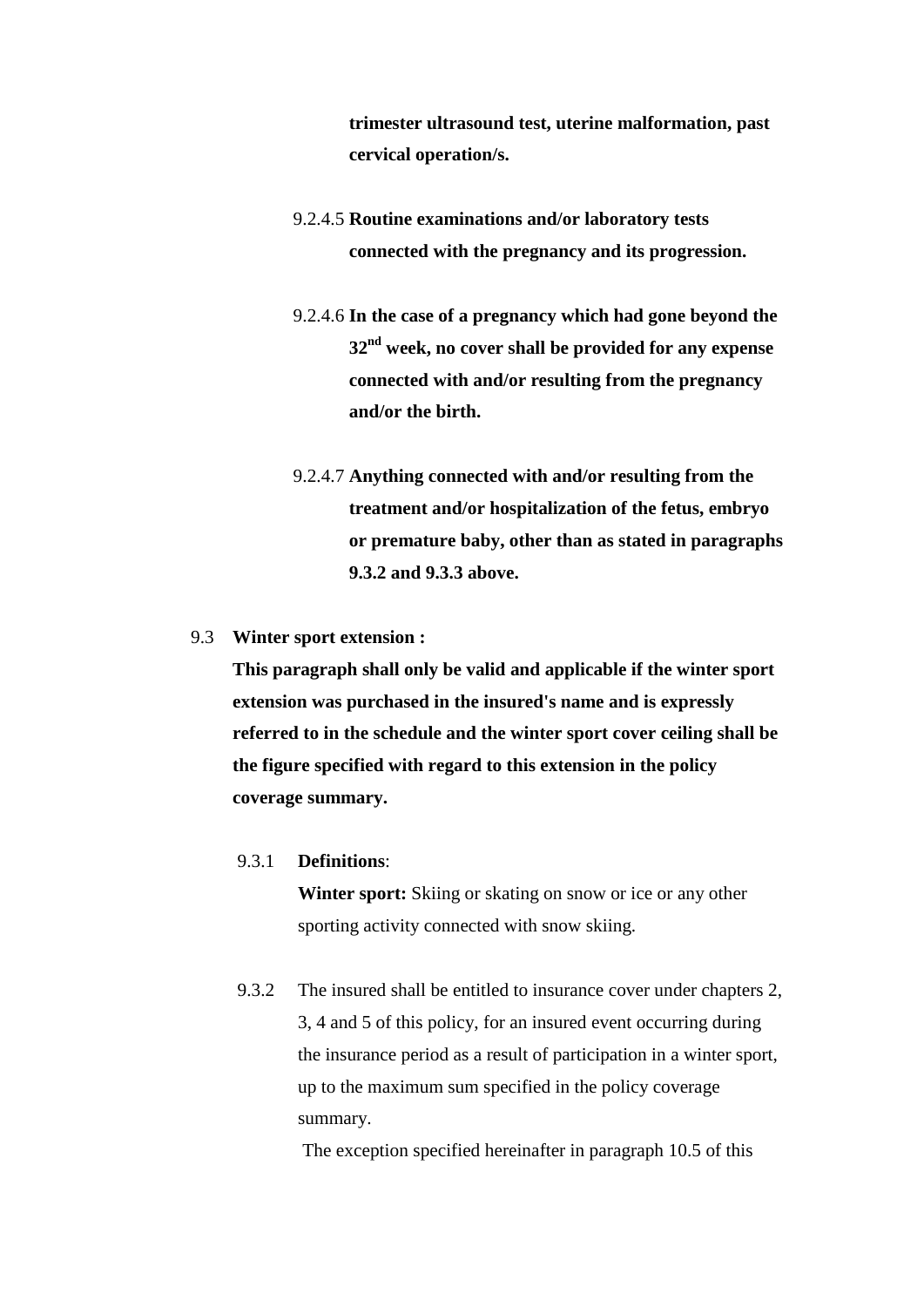**trimester ultrasound test, uterine malformation, past cervical operation/s.**

9.2.4.5 **Routine examinations and/or laboratory tests connected with the pregnancy and its progression.**

9.2.4.6 **In the case of a pregnancy which had gone beyond the 32nd week, no cover shall be provided for any expense connected with and/or resulting from the pregnancy and/or the birth.**

9.2.4.7 **Anything connected with and/or resulting from the treatment and/or hospitalization of the fetus, embryo or premature baby, other than as stated in paragraphs 9.3.2 and 9.3.3 above.**

9.3 **Winter sport extension :**

**This paragraph shall only be valid and applicable if the winter sport extension was purchased in the insured's name and is expressly referred to in the schedule and the winter sport cover ceiling shall be the figure specified with regard to this extension in the policy coverage summary.**

9.3.1 **Definitions**:

**Winter sport:** Skiing or skating on snow or ice or any other sporting activity connected with snow skiing.

9.3.2 The insured shall be entitled to insurance cover under chapters 2, 3, 4 and 5 of this policy, for an insured event occurring during the insurance period as a result of participation in a winter sport, up to the maximum sum specified in the policy coverage summary.

The exception specified hereinafter in paragraph 10.5 of this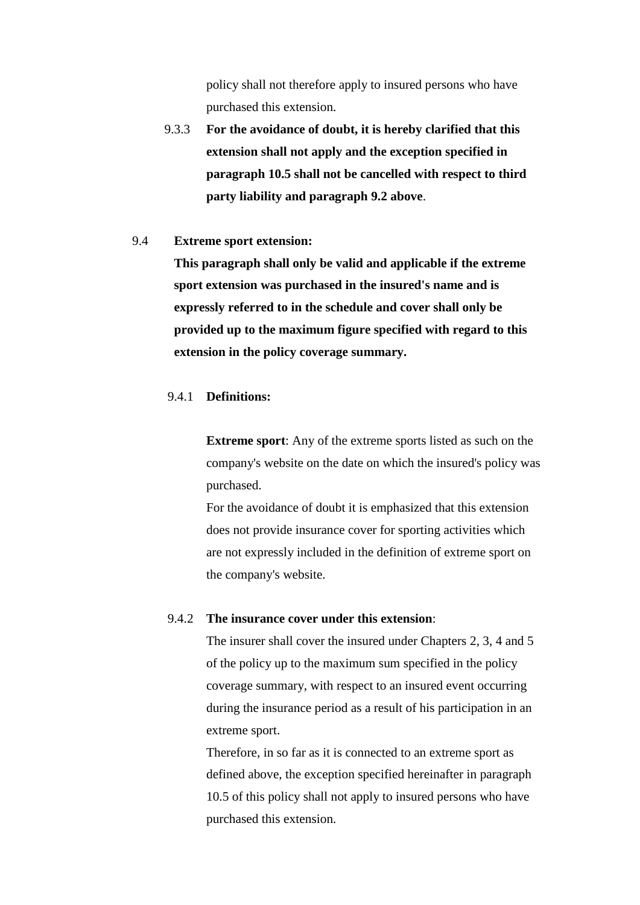policy shall not therefore apply to insured persons who have purchased this extension.

9.3.3 **For the avoidance of doubt, it is hereby clarified that this extension shall not apply and the exception specified in paragraph 10.5 shall not be cancelled with respect to third party liability and paragraph 9.2 above**.

9.4 **Extreme sport extension:**

**This paragraph shall only be valid and applicable if the extreme sport extension was purchased in the insured's name and is expressly referred to in the schedule and cover shall only be provided up to the maximum figure specified with regard to this extension in the policy coverage summary.**

9.4.1 **Definitions:**

**Extreme sport**: Any of the extreme sports listed as such on the company's website on the date on which the insured's policy was purchased.

For the avoidance of doubt it is emphasized that this extension does not provide insurance cover for sporting activities which are not expressly included in the definition of extreme sport on the company's website.

9.4.2 **The insurance cover under this extension**:

The insurer shall cover the insured under Chapters 2, 3, 4 and 5 of the policy up to the maximum sum specified in the policy coverage summary, with respect to an insured event occurring during the insurance period as a result of his participation in an extreme sport.

Therefore, in so far as it is connected to an extreme sport as defined above, the exception specified hereinafter in paragraph 10.5 of this policy shall not apply to insured persons who have purchased this extension.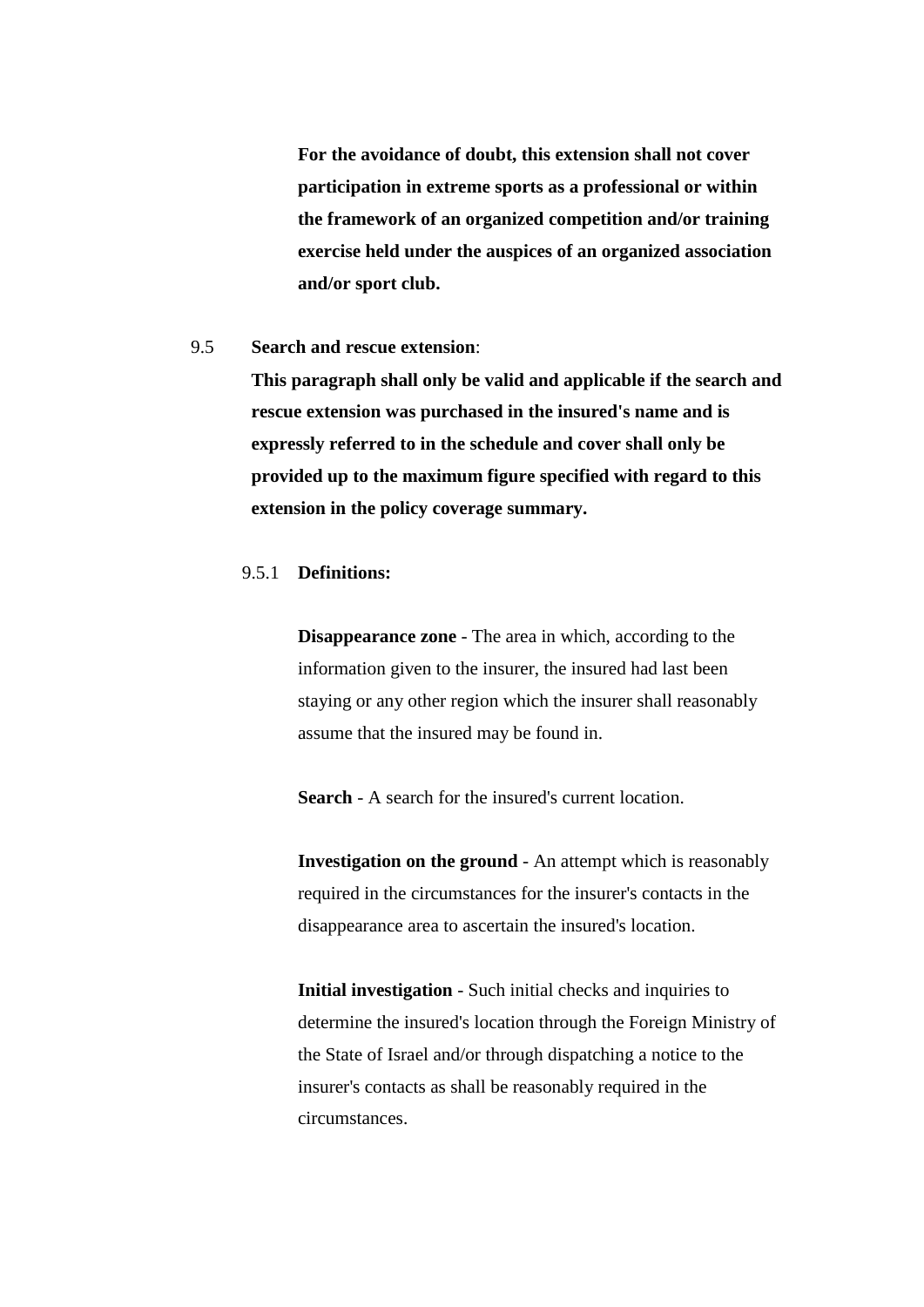**For the avoidance of doubt, this extension shall not cover participation in extreme sports as a professional or within the framework of an organized competition and/or training exercise held under the auspices of an organized association and/or sport club.**

9.5 **Search and rescue extension**:

**This paragraph shall only be valid and applicable if the search and rescue extension was purchased in the insured's name and is expressly referred to in the schedule and cover shall only be provided up to the maximum figure specified with regard to this extension in the policy coverage summary.**

9.5.1 **Definitions:**

**Disappearance zone** - The area in which, according to the information given to the insurer, the insured had last been staying or any other region which the insurer shall reasonably assume that the insured may be found in.

**Search** - A search for the insured's current location.

**Investigation on the ground** - An attempt which is reasonably required in the circumstances for the insurer's contacts in the disappearance area to ascertain the insured's location.

**Initial investigation** - Such initial checks and inquiries to determine the insured's location through the Foreign Ministry of the State of Israel and/or through dispatching a notice to the insurer's contacts as shall be reasonably required in the circumstances.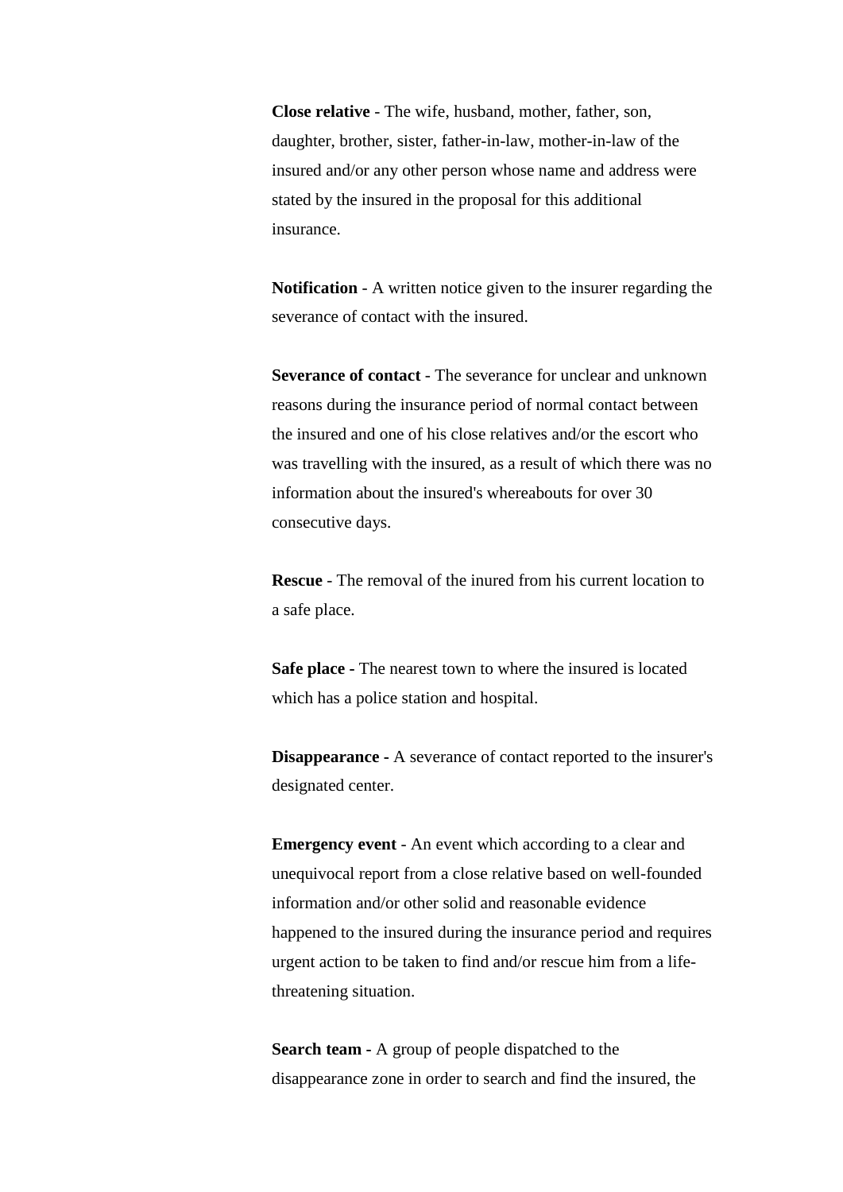**Close relative** - The wife, husband, mother, father, son, daughter, brother, sister, father-in-law, mother-in-law of the insured and/or any other person whose name and address were stated by the insured in the proposal for this additional insurance.

**Notification** - A written notice given to the insurer regarding the severance of contact with the insured.

**Severance of contact** - The severance for unclear and unknown reasons during the insurance period of normal contact between the insured and one of his close relatives and/or the escort who was travelling with the insured, as a result of which there was no information about the insured's whereabouts for over 30 consecutive days.

**Rescue** - The removal of the inured from his current location to a safe place.

**Safe place -** The nearest town to where the insured is located which has a police station and hospital.

**Disappearance -** A severance of contact reported to the insurer's designated center.

**Emergency event** - An event which according to a clear and unequivocal report from a close relative based on well-founded information and/or other solid and reasonable evidence happened to the insured during the insurance period and requires urgent action to be taken to find and/or rescue him from a life-threatening situation.

**Search team** - A group of people dispatched to the disappearance zone in order to search and find the insured, the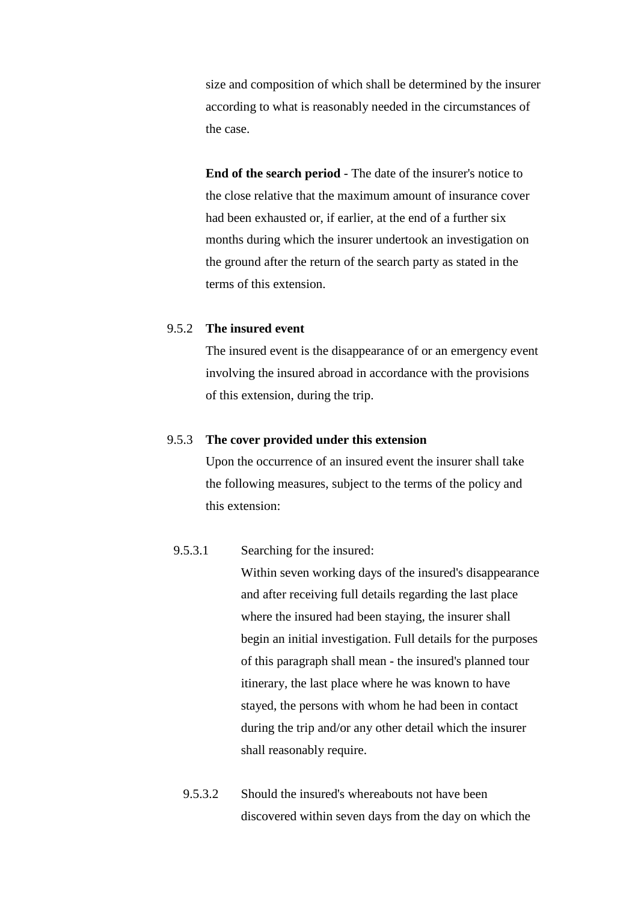size and composition of which shall be determined by the insurer according to what is reasonably needed in the circumstances of the case.

**End of the search period** - The date of the insurer's notice to the close relative that the maximum amount of insurance cover had been exhausted or, if earlier, at the end of a further six months during which the insurer undertook an investigation on the ground after the return of the search party as stated in the terms of this extension.

9.5.2 **The insured event**

The insured event is the disappearance of or an emergency event involving the insured abroad in accordance with the provisions of this extension, during the trip.

9.5.3 **The cover provided under this extension**

Upon the occurrence of an insured event the insurer shall take the following measures, subject to the terms of the policy and this extension:

9.5.3.1 Searching for the insured:

Within seven working days of the insured's disappearance and after receiving full details regarding the last place where the insured had been staying, the insurer shall begin an initial investigation. Full details for the purposes of this paragraph shall mean - the insured's planned tour itinerary, the last place where he was known to have stayed, the persons with whom he had been in contact during the trip and/or any other detail which the insurer shall reasonably require.

9.5.3.2 Should the insured's whereabouts not have been discovered within seven days from the day on which the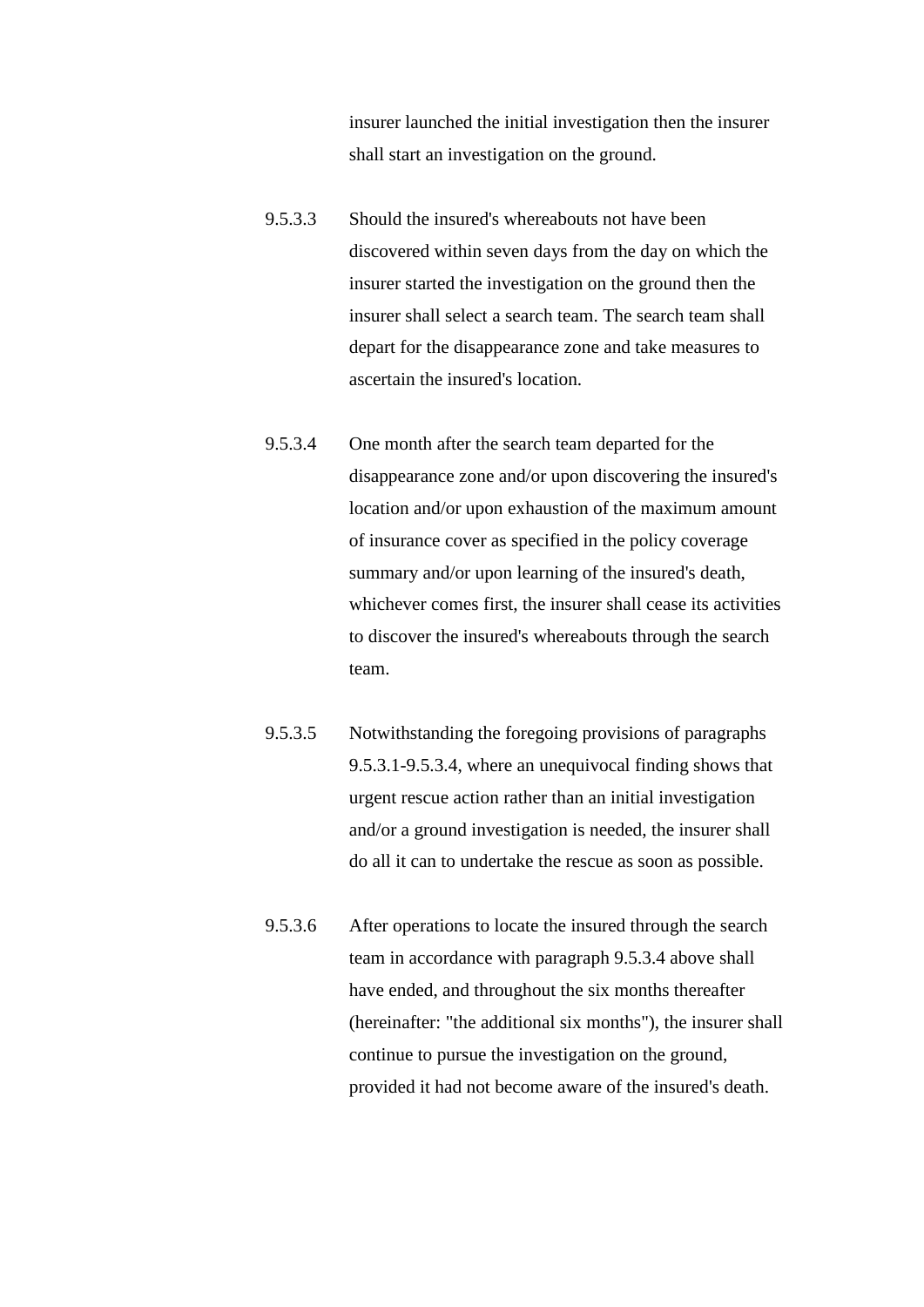insurer launched the initial investigation then the insurer shall start an investigation on the ground.

9.5.3.3 Should the insured's whereabouts not have been discovered within seven days from the day on which the insurer started the investigation on the ground then the insurer shall select a search team. The search team shall depart for the disappearance zone and take measures to ascertain the insured's location.

9.5.3.4 One month after the search team departed for the disappearance zone and/or upon discovering the insured's location and/or upon exhaustion of the maximum amount of insurance cover as specified in the policy coverage summary and/or upon learning of the insured's death, whichever comes first, the insurer shall cease its activities to discover the insured's whereabouts through the search team.

9.5.3.5 Notwithstanding the foregoing provisions of paragraphs 9.5.3.1-9.5.3.4, where an unequivocal finding shows that urgent rescue action rather than an initial investigation and/or a ground investigation is needed, the insurer shall do all it can to undertake the rescue as soon as possible.

9.5.3.6 After operations to locate the insured through the search team in accordance with paragraph 9.5.3.4 above shall have ended, and throughout the six months thereafter (hereinafter: "the additional six months"), the insurer shall continue to pursue the investigation on the ground, provided it had not become aware of the insured's death.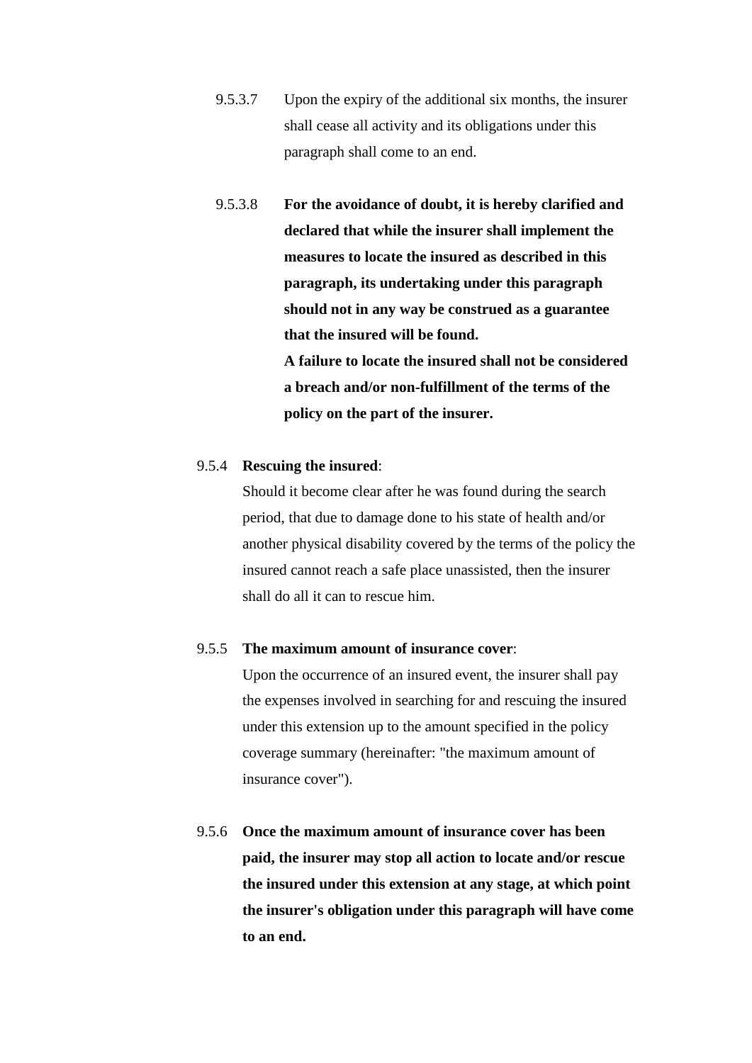9.5.3.7 Upon the expiry of the additional six months, the insurer shall cease all activity and its obligations under this paragraph shall come to an end.

9.5.3.8 **For the avoidance of doubt, it is hereby clarified and declared that while the insurer shall implement the measures to locate the insured as described in this paragraph, its undertaking under this paragraph should not in any way be construed as a guarantee that the insured will be found.**
**A failure to locate the insured shall not be considered a breach and/or non-fulfillment of the terms of the policy on the part of the insurer.**

9.5.4 **Rescuing the insured**:
Should it become clear after he was found during the search period, that due to damage done to his state of health and/or another physical disability covered by the terms of the policy the insured cannot reach a safe place unassisted, then the insurer shall do all it can to rescue him.

9.5.5 **The maximum amount of insurance cover**:
Upon the occurrence of an insured event, the insurer shall pay the expenses involved in searching for and rescuing the insured under this extension up to the amount specified in the policy coverage summary (hereinafter: "the maximum amount of insurance cover").

9.5.6 **Once the maximum amount of insurance cover has been paid, the insurer may stop all action to locate and/or rescue the insured under this extension at any stage, at which point the insurer's obligation under this paragraph will have come to an end.**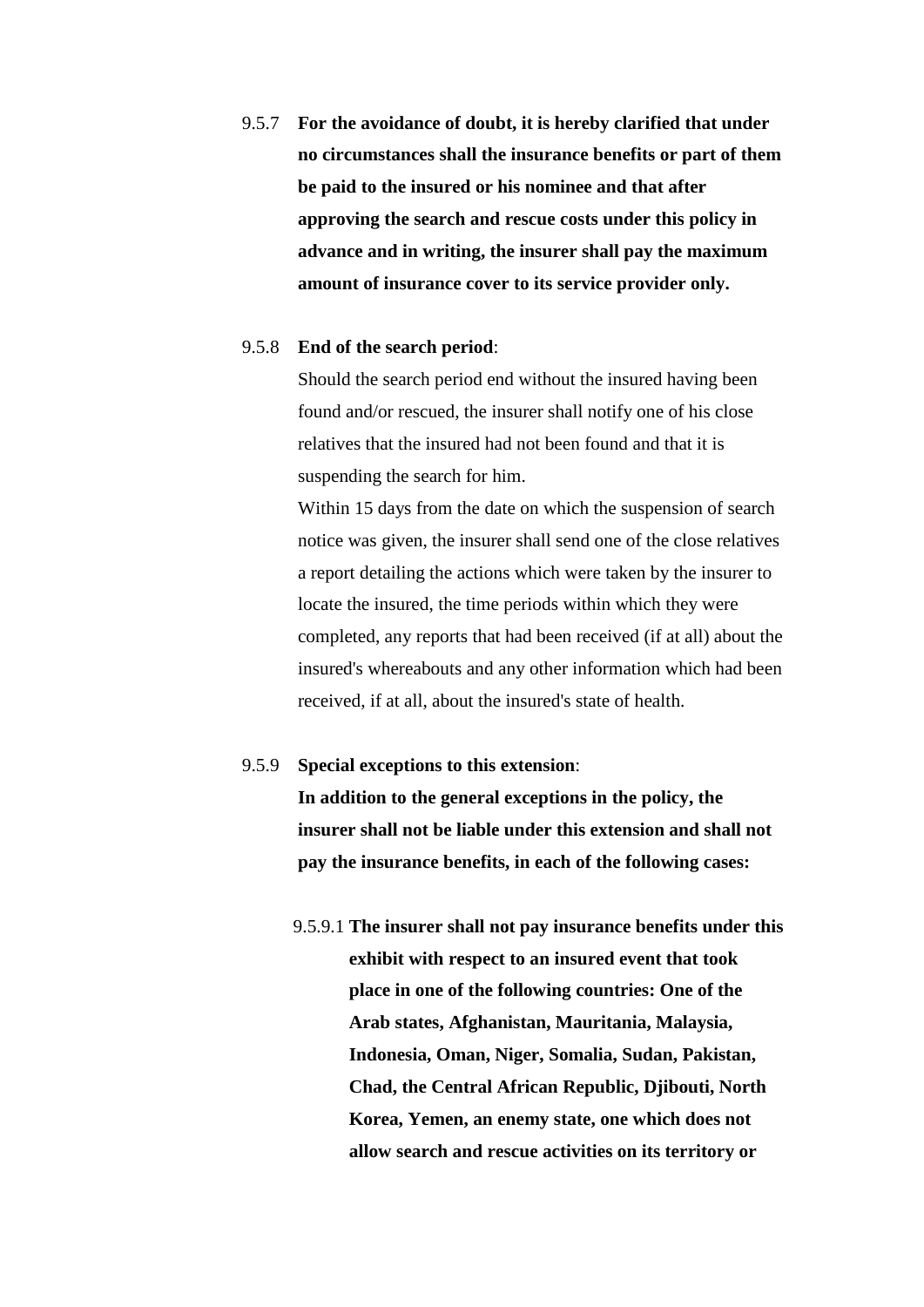9.5.7 **For the avoidance of doubt, it is hereby clarified that under no circumstances shall the insurance benefits or part of them be paid to the insured or his nominee and that after approving the search and rescue costs under this policy in advance and in writing, the insurer shall pay the maximum amount of insurance cover to its service provider only.**

9.5.8 **End of the search period**:

Should the search period end without the insured having been found and/or rescued, the insurer shall notify one of his close relatives that the insured had not been found and that it is suspending the search for him.

Within 15 days from the date on which the suspension of search notice was given, the insurer shall send one of the close relatives a report detailing the actions which were taken by the insurer to locate the insured, the time periods within which they were completed, any reports that had been received (if at all) about the insured's whereabouts and any other information which had been received, if at all, about the insured's state of health.

9.5.9 **Special exceptions to this extension**:

**In addition to the general exceptions in the policy, the insurer shall not be liable under this extension and shall not pay the insurance benefits, in each of the following cases:**

9.5.9.1 **The insurer shall not pay insurance benefits under this exhibit with respect to an insured event that took place in one of the following countries: One of the Arab states, Afghanistan, Mauritania, Malaysia, Indonesia, Oman, Niger, Somalia, Sudan, Pakistan, Chad, the Central African Republic, Djibouti, North Korea, Yemen, an enemy state, one which does not allow search and rescue activities on its territory or**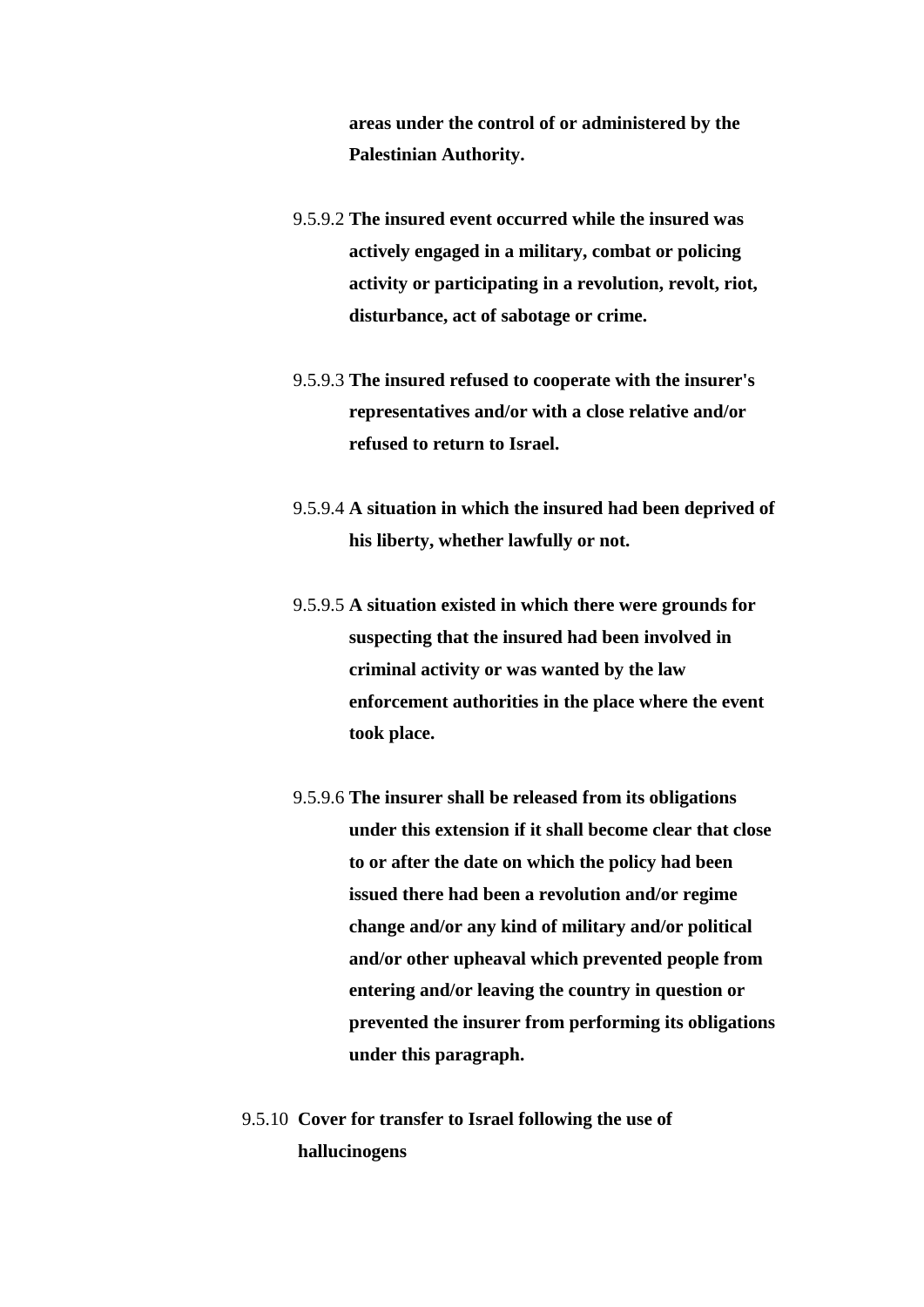**areas under the control of or administered by the Palestinian Authority.**

9.5.9.2 **The insured event occurred while the insured was actively engaged in a military, combat or policing activity or participating in a revolution, revolt, riot, disturbance, act of sabotage or crime.**

9.5.9.3 **The insured refused to cooperate with the insurer's representatives and/or with a close relative and/or refused to return to Israel.**

9.5.9.4 **A situation in which the insured had been deprived of his liberty, whether lawfully or not.**

9.5.9.5 **A situation existed in which there were grounds for suspecting that the insured had been involved in criminal activity or was wanted by the law enforcement authorities in the place where the event took place.**

9.5.9.6 **The insurer shall be released from its obligations under this extension if it shall become clear that close to or after the date on which the policy had been issued there had been a revolution and/or regime change and/or any kind of military and/or political and/or other upheaval which prevented people from entering and/or leaving the country in question or prevented the insurer from performing its obligations under this paragraph.**

9.5.10 **Cover for transfer to Israel following the use of hallucinogens**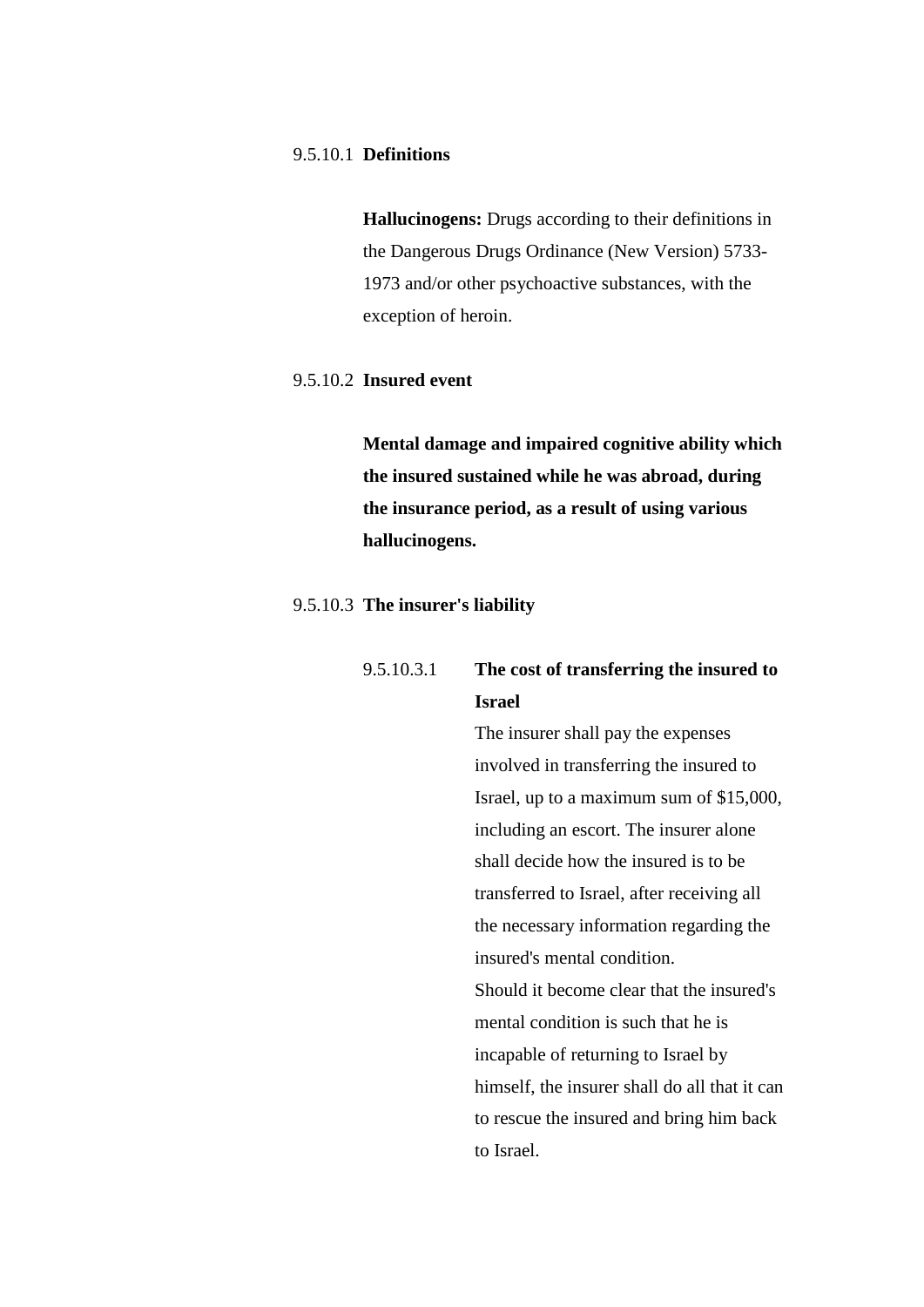9.5.10.1 **Definitions**

**Hallucinogens:** Drugs according to their definitions in the Dangerous Drugs Ordinance (New Version) 5733-1973 and/or other psychoactive substances, with the exception of heroin.

9.5.10.2 **Insured event**

**Mental damage and impaired cognitive ability which the insured sustained while he was abroad, during the insurance period, as a result of using various hallucinogens.**

9.5.10.3 **The insurer's liability**

9.5.10.3.1 **The cost of transferring the insured to Israel**

The insurer shall pay the expenses involved in transferring the insured to Israel, up to a maximum sum of $15,000, including an escort. The insurer alone shall decide how the insured is to be transferred to Israel, after receiving all the necessary information regarding the insured's mental condition.

Should it become clear that the insured's mental condition is such that he is incapable of returning to Israel by himself, the insurer shall do all that it can to rescue the insured and bring him back to Israel.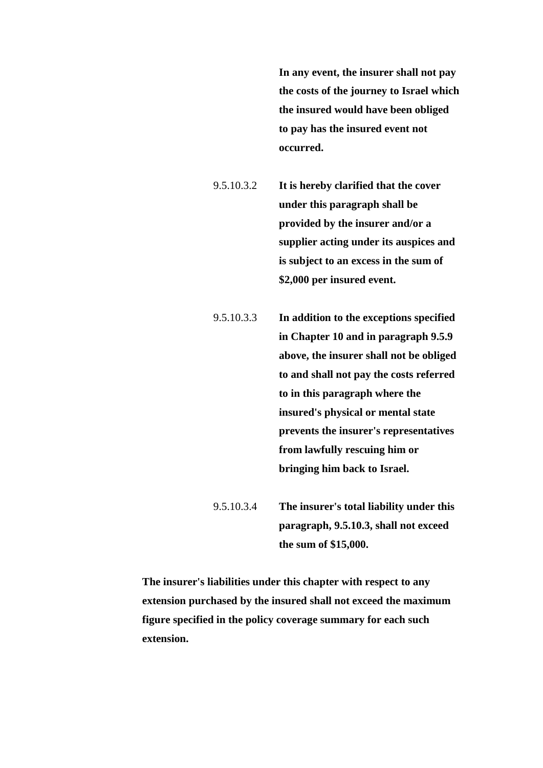**In any event, the insurer shall not pay the costs of the journey to Israel which the insured would have been obliged to pay has the insured event not occurred.**

9.5.10.3.2 **It is hereby clarified that the cover under this paragraph shall be provided by the insurer and/or a supplier acting under its auspices and is subject to an excess in the sum of $2,000 per insured event.**

9.5.10.3.3 **In addition to the exceptions specified in Chapter 10 and in paragraph 9.5.9 above, the insurer shall not be obliged to and shall not pay the costs referred to in this paragraph where the insured's physical or mental state prevents the insurer's representatives from lawfully rescuing him or bringing him back to Israel.**

9.5.10.3.4 **The insurer's total liability under this paragraph, 9.5.10.3, shall not exceed the sum of $15,000.**

**The insurer's liabilities under this chapter with respect to any extension purchased by the insured shall not exceed the maximum figure specified in the policy coverage summary for each such extension.**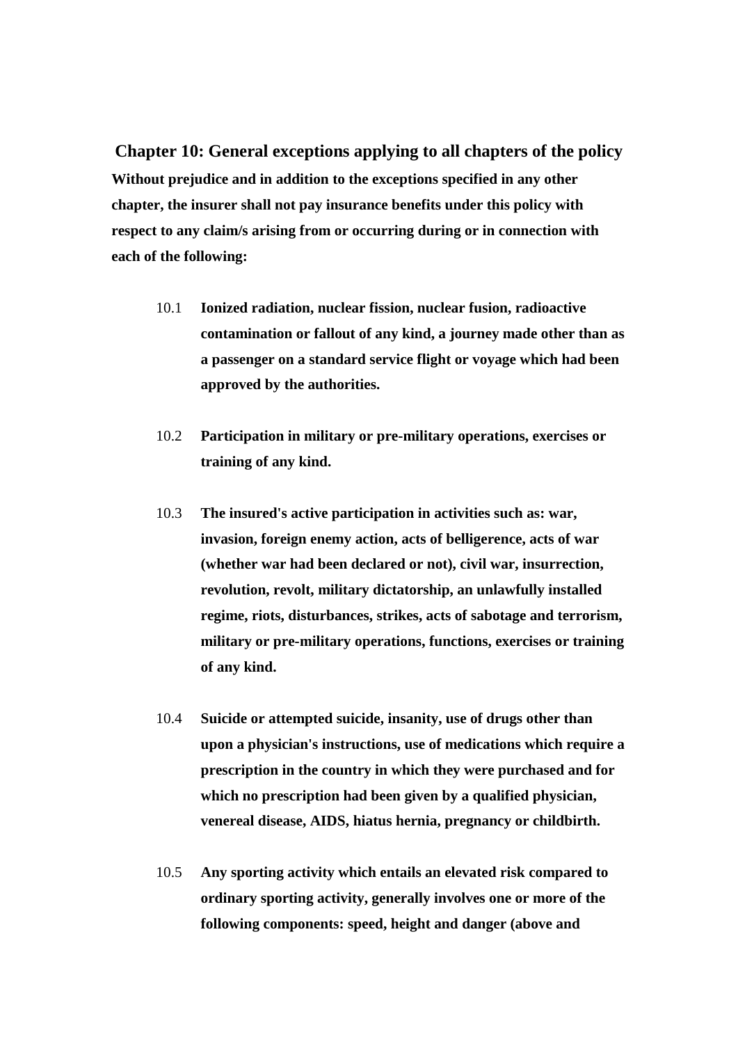## Chapter 10: General exceptions applying to all chapters of the policy

**Without prejudice and in addition to the exceptions specified in any other chapter, the insurer shall not pay insurance benefits under this policy with respect to any claim/s arising from or occurring during or in connection with each of the following:**

10.1 **Ionized radiation, nuclear fission, nuclear fusion, radioactive contamination or fallout of any kind, a journey made other than as a passenger on a standard service flight or voyage which had been approved by the authorities.**

10.2 **Participation in military or pre-military operations, exercises or training of any kind.**

10.3 **The insured's active participation in activities such as: war, invasion, foreign enemy action, acts of belligerence, acts of war (whether war had been declared or not), civil war, insurrection, revolution, revolt, military dictatorship, an unlawfully installed regime, riots, disturbances, strikes, acts of sabotage and terrorism, military or pre-military operations, functions, exercises or training of any kind.**

10.4 **Suicide or attempted suicide, insanity, use of drugs other than upon a physician's instructions, use of medications which require a prescription in the country in which they were purchased and for which no prescription had been given by a qualified physician, venereal disease, AIDS, hiatus hernia, pregnancy or childbirth.**

10.5 **Any sporting activity which entails an elevated risk compared to ordinary sporting activity, generally involves one or more of the following components: speed, height and danger (above and**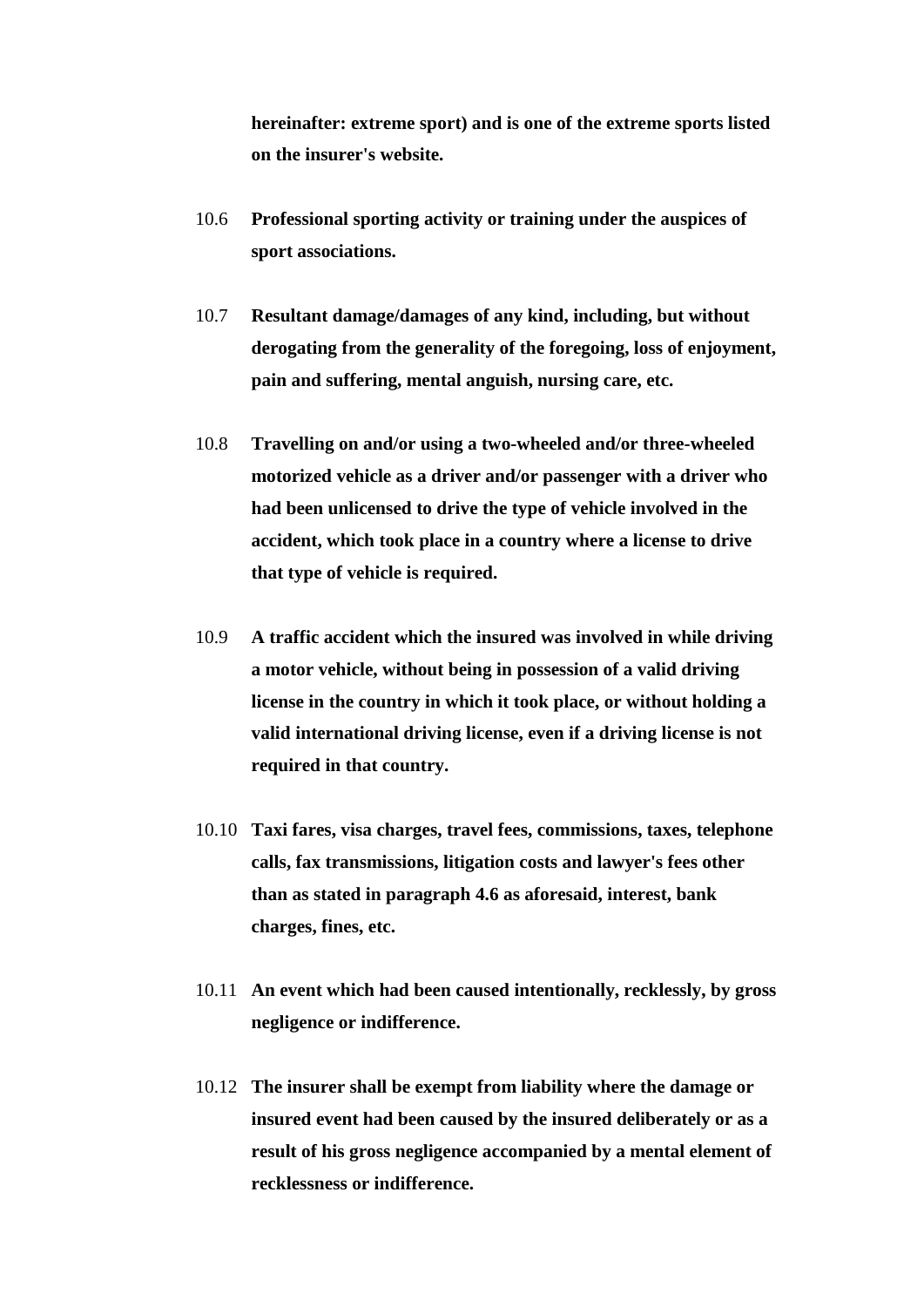**hereinafter: extreme sport) and is one of the extreme sports listed on the insurer's website.**

10.6 **Professional sporting activity or training under the auspices of sport associations.**

10.7 **Resultant damage/damages of any kind, including, but without derogating from the generality of the foregoing, loss of enjoyment, pain and suffering, mental anguish, nursing care, etc.**

10.8 **Travelling on and/or using a two-wheeled and/or three-wheeled motorized vehicle as a driver and/or passenger with a driver who had been unlicensed to drive the type of vehicle involved in the accident, which took place in a country where a license to drive that type of vehicle is required.**

10.9 **A traffic accident which the insured was involved in while driving a motor vehicle, without being in possession of a valid driving license in the country in which it took place, or without holding a valid international driving license, even if a driving license is not required in that country.**

10.10 **Taxi fares, visa charges, travel fees, commissions, taxes, telephone calls, fax transmissions, litigation costs and lawyer's fees other than as stated in paragraph 4.6 as aforesaid, interest, bank charges, fines, etc.**

10.11 **An event which had been caused intentionally, recklessly, by gross negligence or indifference.**

10.12 **The insurer shall be exempt from liability where the damage or insured event had been caused by the insured deliberately or as a result of his gross negligence accompanied by a mental element of recklessness or indifference.**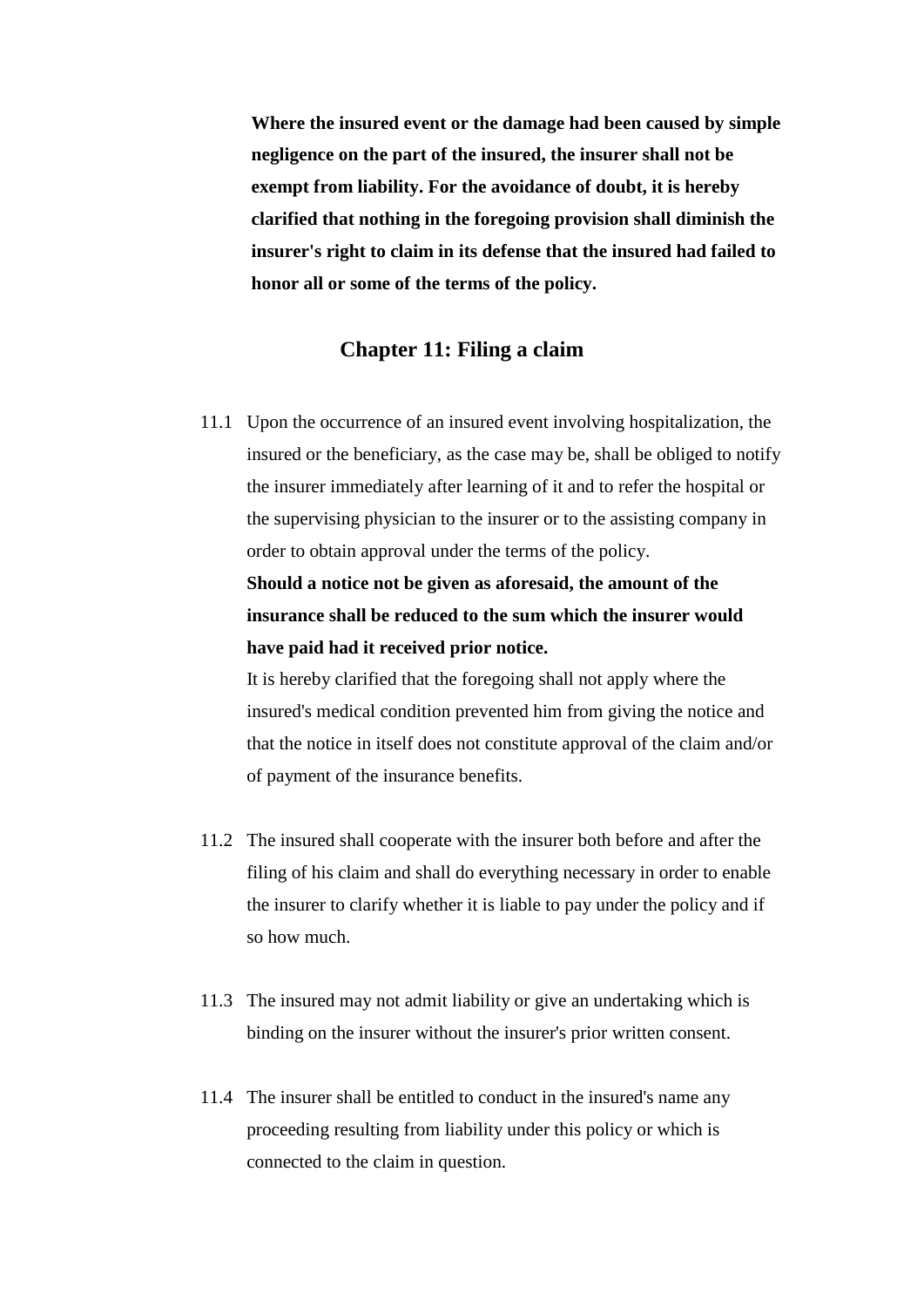**Where the insured event or the damage had been caused by simple negligence on the part of the insured, the insurer shall not be exempt from liability. For the avoidance of doubt, it is hereby clarified that nothing in the foregoing provision shall diminish the insurer's right to claim in its defense that the insured had failed to honor all or some of the terms of the policy.**

## Chapter 11: Filing a claim

11.1 Upon the occurrence of an insured event involving hospitalization, the insured or the beneficiary, as the case may be, shall be obliged to notify the insurer immediately after learning of it and to refer the hospital or the supervising physician to the insurer or to the assisting company in order to obtain approval under the terms of the policy.
**Should a notice not be given as aforesaid, the amount of the insurance shall be reduced to the sum which the insurer would have paid had it received prior notice.**
It is hereby clarified that the foregoing shall not apply where the insured's medical condition prevented him from giving the notice and that the notice in itself does not constitute approval of the claim and/or of payment of the insurance benefits.

11.2 The insured shall cooperate with the insurer both before and after the filing of his claim and shall do everything necessary in order to enable the insurer to clarify whether it is liable to pay under the policy and if so how much.

11.3 The insured may not admit liability or give an undertaking which is binding on the insurer without the insurer's prior written consent.

11.4 The insurer shall be entitled to conduct in the insured's name any proceeding resulting from liability under this policy or which is connected to the claim in question.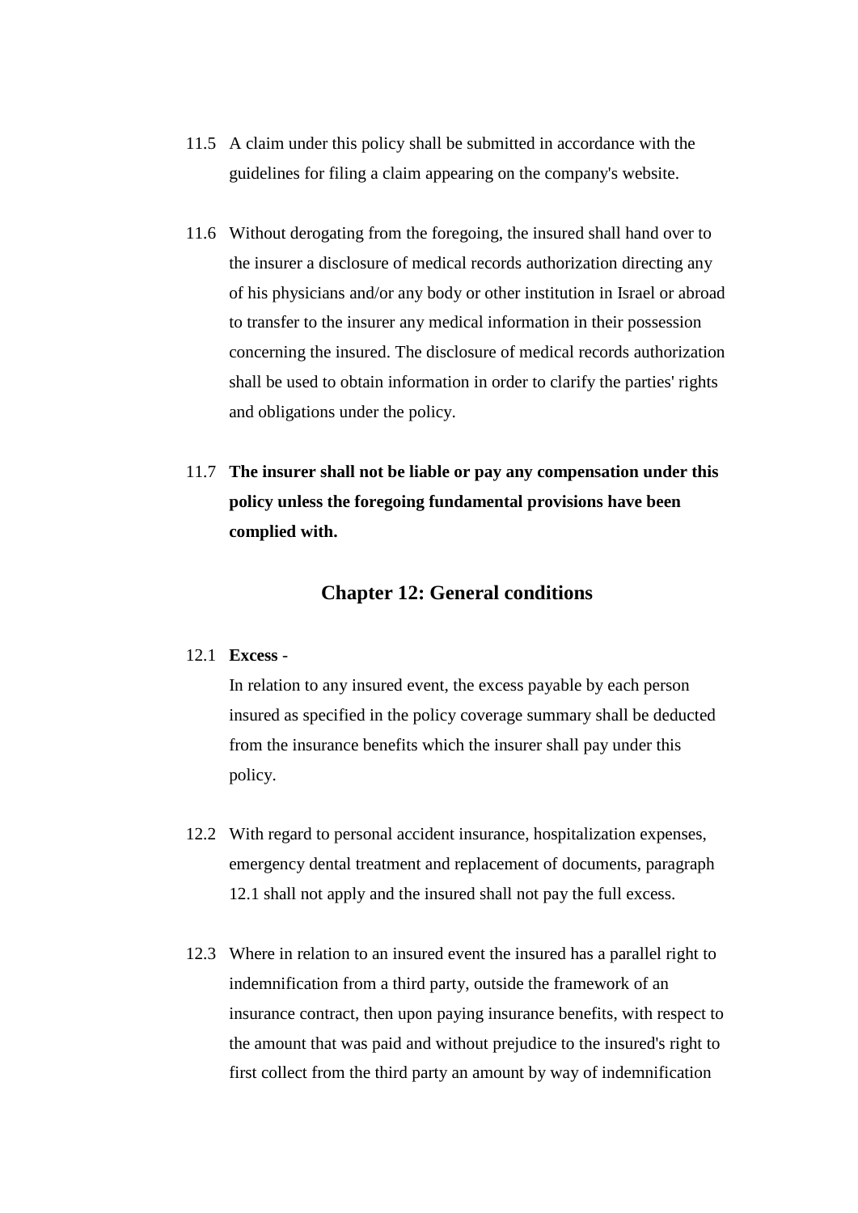11.5 A claim under this policy shall be submitted in accordance with the guidelines for filing a claim appearing on the company's website.

11.6 Without derogating from the foregoing, the insured shall hand over to the insurer a disclosure of medical records authorization directing any of his physicians and/or any body or other institution in Israel or abroad to transfer to the insurer any medical information in their possession concerning the insured. The disclosure of medical records authorization shall be used to obtain information in order to clarify the parties' rights and obligations under the policy.

11.7 **The insurer shall not be liable or pay any compensation under this policy unless the foregoing fundamental provisions have been complied with.**

## Chapter 12: General conditions

12.1 **Excess** -

In relation to any insured event, the excess payable by each person insured as specified in the policy coverage summary shall be deducted from the insurance benefits which the insurer shall pay under this policy.

12.2 With regard to personal accident insurance, hospitalization expenses, emergency dental treatment and replacement of documents, paragraph 12.1 shall not apply and the insured shall not pay the full excess.

12.3 Where in relation to an insured event the insured has a parallel right to indemnification from a third party, outside the framework of an insurance contract, then upon paying insurance benefits, with respect to the amount that was paid and without prejudice to the insured's right to first collect from the third party an amount by way of indemnification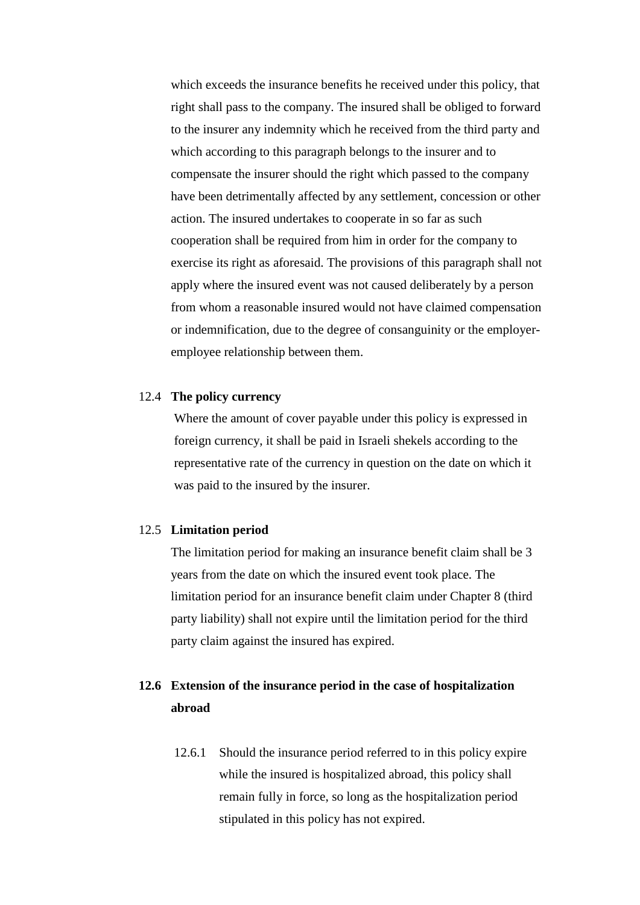which exceeds the insurance benefits he received under this policy, that right shall pass to the company. The insured shall be obliged to forward to the insurer any indemnity which he received from the third party and which according to this paragraph belongs to the insurer and to compensate the insurer should the right which passed to the company have been detrimentally affected by any settlement, concession or other action. The insured undertakes to cooperate in so far as such cooperation shall be required from him in order for the company to exercise its right as aforesaid. The provisions of this paragraph shall not apply where the insured event was not caused deliberately by a person from whom a reasonable insured would not have claimed compensation or indemnification, due to the degree of consanguinity or the employer-employee relationship between them.

12.4 **The policy currency**

Where the amount of cover payable under this policy is expressed in foreign currency, it shall be paid in Israeli shekels according to the representative rate of the currency in question on the date on which it was paid to the insured by the insurer.

12.5 **Limitation period**

The limitation period for making an insurance benefit claim shall be 3 years from the date on which the insured event took place. The limitation period for an insurance benefit claim under Chapter 8 (third party liability) shall not expire until the limitation period for the third party claim against the insured has expired.

**12.6 Extension of the insurance period in the case of hospitalization abroad**

12.6.1 Should the insurance period referred to in this policy expire while the insured is hospitalized abroad, this policy shall remain fully in force, so long as the hospitalization period stipulated in this policy has not expired.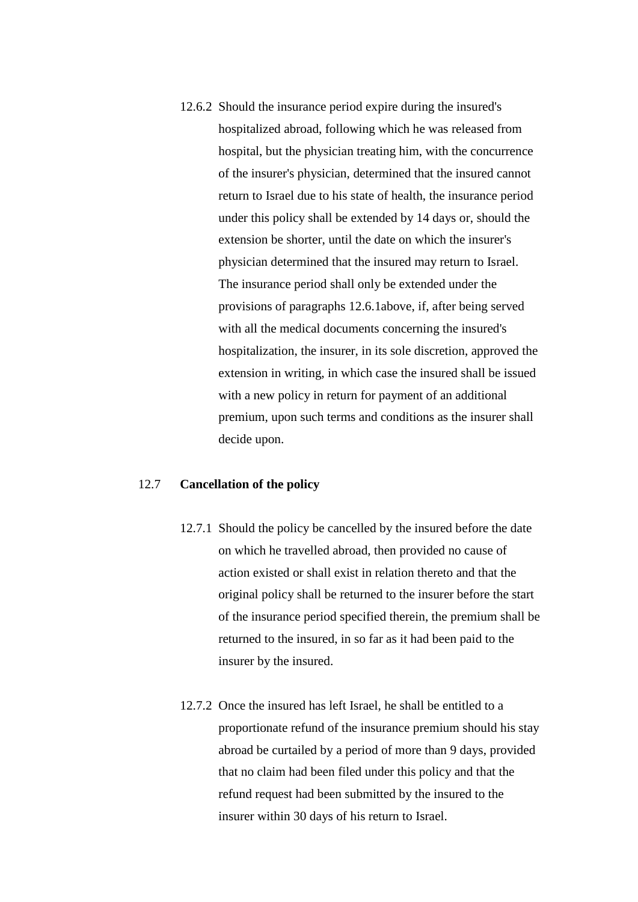12.6.2 Should the insurance period expire during the insured's hospitalized abroad, following which he was released from hospital, but the physician treating him, with the concurrence of the insurer's physician, determined that the insured cannot return to Israel due to his state of health, the insurance period under this policy shall be extended by 14 days or, should the extension be shorter, until the date on which the insurer's physician determined that the insured may return to Israel. The insurance period shall only be extended under the provisions of paragraphs 12.6.1above, if, after being served with all the medical documents concerning the insured's hospitalization, the insurer, in its sole discretion, approved the extension in writing, in which case the insured shall be issued with a new policy in return for payment of an additional premium, upon such terms and conditions as the insurer shall decide upon.

12.7 **Cancellation of the policy**

12.7.1 Should the policy be cancelled by the insured before the date on which he travelled abroad, then provided no cause of action existed or shall exist in relation thereto and that the original policy shall be returned to the insurer before the start of the insurance period specified therein, the premium shall be returned to the insured, in so far as it had been paid to the insurer by the insured.

12.7.2 Once the insured has left Israel, he shall be entitled to a proportionate refund of the insurance premium should his stay abroad be curtailed by a period of more than 9 days, provided that no claim had been filed under this policy and that the refund request had been submitted by the insured to the insurer within 30 days of his return to Israel.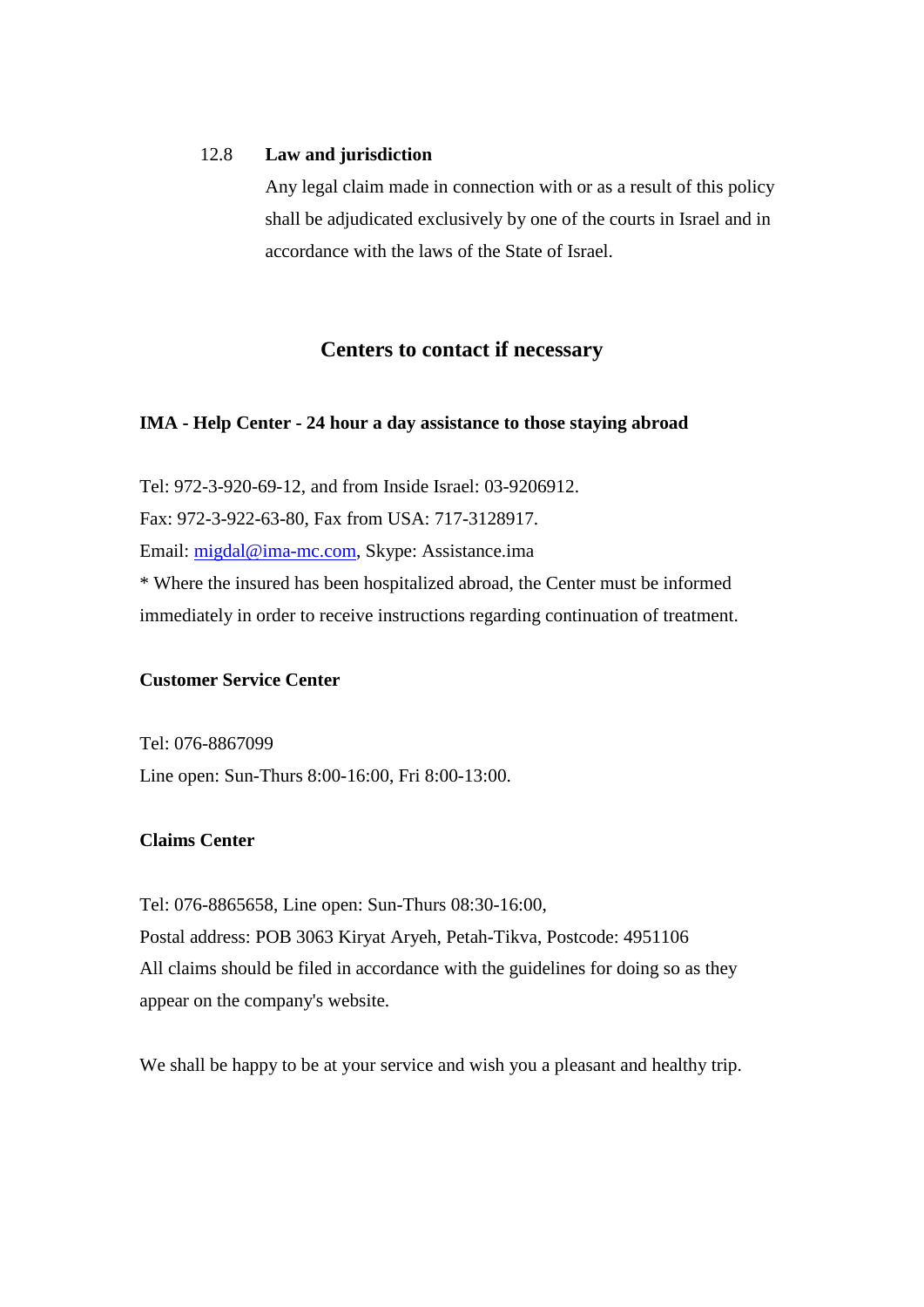12.8 **Law and jurisdiction**

Any legal claim made in connection with or as a result of this policy shall be adjudicated exclusively by one of the courts in Israel and in accordance with the laws of the State of Israel.

## Centers to contact if necessary

**IMA - Help Center - 24 hour a day assistance to those staying abroad**

Tel: 972-3-920-69-12, and from Inside Israel: 03-9206912.
Fax: 972-3-922-63-80, Fax from USA: 717-3128917.
Email: migdal@ima-mc.com, Skype: Assistance.ima
* Where the insured has been hospitalized abroad, the Center must be informed immediately in order to receive instructions regarding continuation of treatment.

**Customer Service Center**

Tel: 076-8867099
Line open: Sun-Thurs 8:00-16:00, Fri 8:00-13:00.

**Claims Center**

Tel: 076-8865658, Line open: Sun-Thurs 08:30-16:00,
Postal address: POB 3063 Kiryat Aryeh, Petah-Tikva, Postcode: 4951106
All claims should be filed in accordance with the guidelines for doing so as they appear on the company's website.

We shall be happy to be at your service and wish you a pleasant and healthy trip.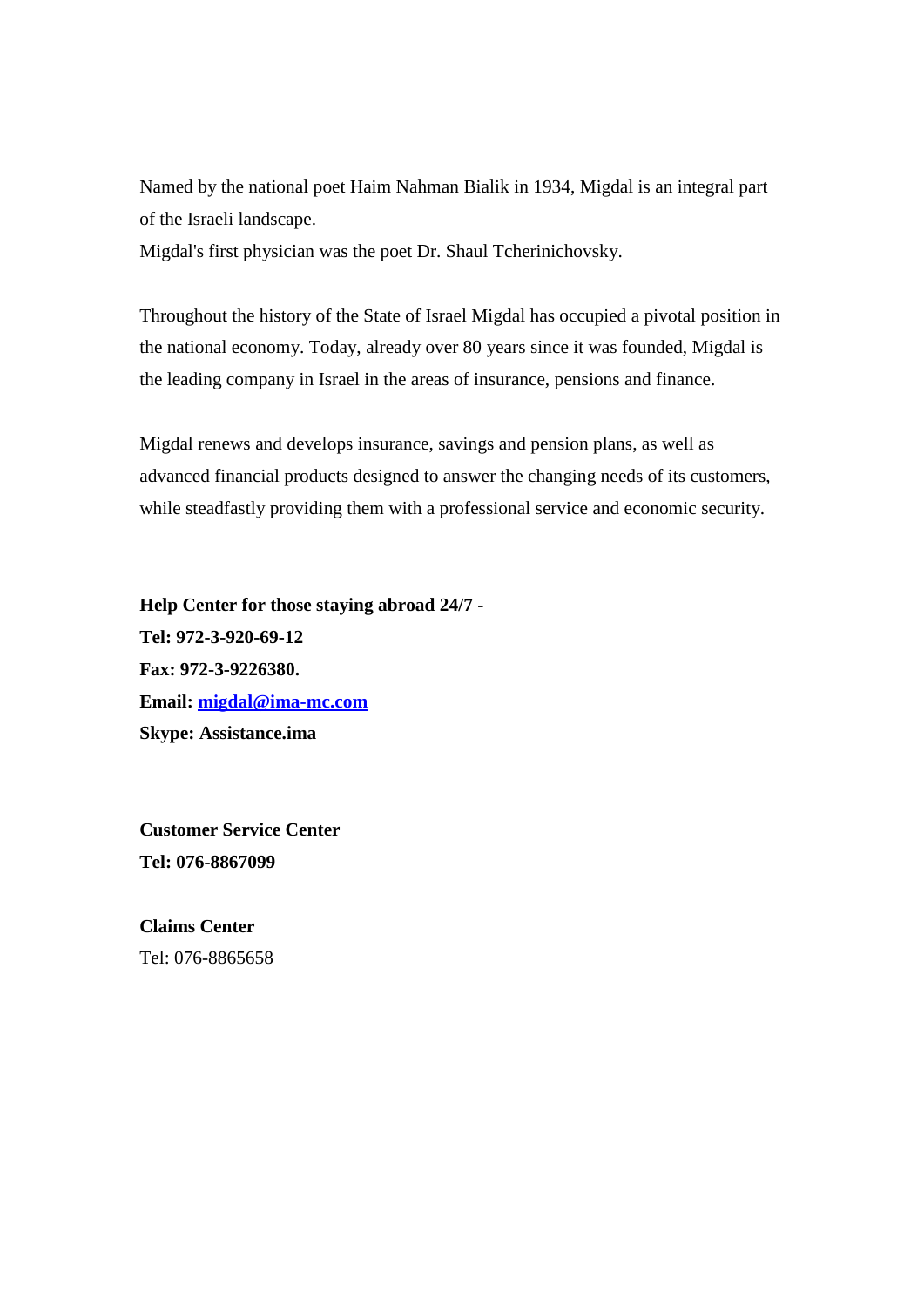Named by the national poet Haim Nahman Bialik in 1934, Migdal is an integral part of the Israeli landscape.
Migdal's first physician was the poet Dr. Shaul Tcherinichovsky.

Throughout the history of the State of Israel Migdal has occupied a pivotal position in the national economy. Today, already over 80 years since it was founded, Migdal is the leading company in Israel in the areas of insurance, pensions and finance.

Migdal renews and develops insurance, savings and pension plans, as well as advanced financial products designed to answer the changing needs of its customers, while steadfastly providing them with a professional service and economic security.

**Help Center for those staying abroad 24/7 -**
**Tel: 972-3-920-69-12**
**Fax: 972-3-9226380.**
**Email: migdal@ima-mc.com**
**Skype: Assistance.ima**

**Customer Service Center**
**Tel: 076-8867099**

**Claims Center**
Tel: 076-8865658